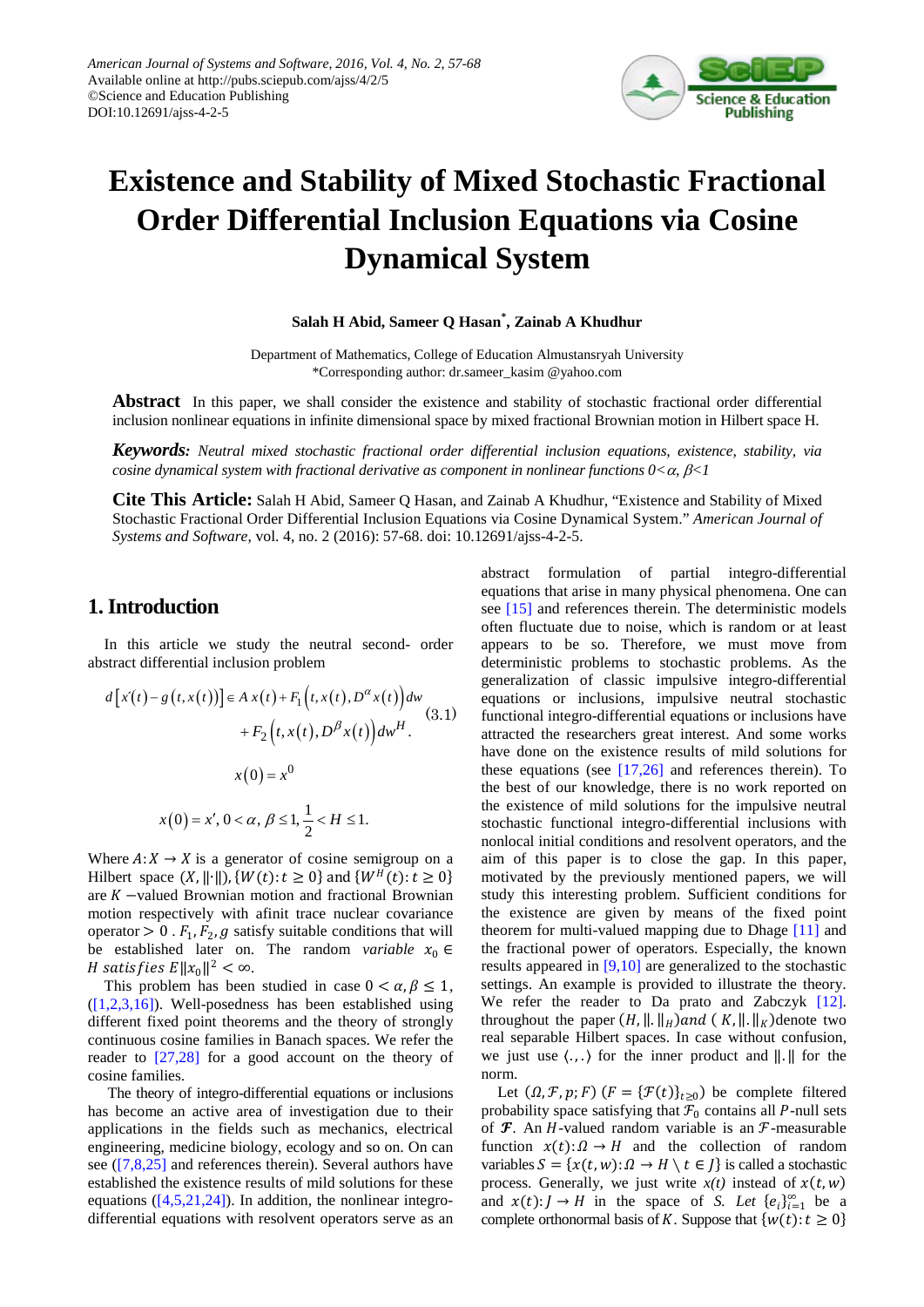# Existence and Stability of Mixed Stochastic Fractional Order Differential Inclusion Equations via Cosine Dynamical System

**Salah H Abid, Sameer Q Hasan*, Zainab A Khudhur**

Department of Mathematics, College of Education Almustansryah University
*Corresponding author: dr.sameer_kasim @yahoo.com

**Abstract** In this paper, we shall consider the existence and stability of stochastic fractional order differential inclusion nonlinear equations in infinite dimensional space by mixed fractional Brownian motion in Hilbert space H.

***Keywords:*** *Neutral mixed stochastic fractional order differential inclusion equations, existence, stability, via cosine dynamical system with fractional derivative as component in nonlinear functions 0<α, β<1*

**Cite This Article:** Salah H Abid, Sameer Q Hasan, and Zainab A Khudhur, "Existence and Stability of Mixed Stochastic Fractional Order Differential Inclusion Equations via Cosine Dynamical System." *American Journal of Systems and Software*, vol. 4, no. 2 (2016): 57-68. doi: 10.12691/ajss-4-2-5.

## 1. Introduction

In this article we study the neutral second- order abstract differential inclusion problem

$$d\left[x'(t)-g\left(t,x(t)\right)\right] \in A\,x(t)+F_1\left(t,x(t),D^{\alpha}x(t)\right)dw + F_2\left(t,x(t),D^{\beta}x(t)\right)dw^{H}. \quad (3.1)$$

$$x(0)=x^{0}$$

$$x(0)=x',\, 0<\alpha,\ \beta\leq 1, \frac{1}{2}<H\leq 1.$$

Where $A: X \to X$ is a generator of cosine semigroup on a Hilbert space $(X, \|\cdot\|)$, $\{W(t): t \geq 0\}$ and $\{W^{H}(t): t \geq 0\}$ are $K$ −valued Brownian motion and fractional Brownian motion respectively with afinit trace nuclear covariance operator $> 0$ . $F_1, F_2, g$ satisfy suitable conditions that will be established later on. The random *variable* $x_0 \in H$ *satisfies* $E\|x_0\|^2 < \infty$.

This problem has been studied in case $0 < \alpha, \beta \leq 1$, ([1,2,3,16]). Well-posedness has been established using different fixed point theorems and the theory of strongly continuous cosine families in Banach spaces. We refer the reader to [27,28] for a good account on the theory of cosine families.

The theory of integro-differential equations or inclusions has become an active area of investigation due to their applications in the fields such as mechanics, electrical engineering, medicine biology, ecology and so on. On can see ([7,8,25] and references therein). Several authors have established the existence results of mild solutions for these equations ([4,5,21,24]). In addition, the nonlinear integro-differential equations with resolvent operators serve as an abstract formulation of partial integro-differential equations that arise in many physical phenomena. One can see [15] and references therein. The deterministic models often fluctuate due to noise, which is random or at least appears to be so. Therefore, we must move from deterministic problems to stochastic problems. As the generalization of classic impulsive integro-differential equations or inclusions, impulsive neutral stochastic functional integro-differential equations or inclusions have attracted the researchers great interest. And some works have done on the existence results of mild solutions for these equations (see [17,26] and references therein). To the best of our knowledge, there is no work reported on the existence of mild solutions for the impulsive neutral stochastic functional integro-differential inclusions with nonlocal initial conditions and resolvent operators, and the aim of this paper is to close the gap. In this paper, motivated by the previously mentioned papers, we will study this interesting problem. Sufficient conditions for the existence are given by means of the fixed point theorem for multi-valued mapping due to Dhage [11] and the fractional power of operators. Especially, the known results appeared in [9,10] are generalized to the stochastic settings. An example is provided to illustrate the theory. We refer the reader to Da prato and Zabczyk [12]. throughout the paper $(H, \|.\|_H)$*and* $(K, \|.\|_K)$denote two real separable Hilbert spaces. In case without confusion, we just use $\langle .,. \rangle$ for the inner product and $\|.\|$ for the norm.

Let $(\Omega, \mathcal{F}, p; F)$ $(F = \{\mathcal{F}(t)\}_{t\geq 0})$ be complete filtered probability space satisfying that $\mathcal{F}_0$ contains all $P$-null sets of $\boldsymbol{\mathcal{F}}$. An $H$-valued random variable is an $\mathcal{F}$-measurable function $x(t): \Omega \to H$ and the collection of random variables $S = \{x(t,w): \Omega \to H \setminus t \in J\}$ is called a stochastic process. Generally, we just write *x(t)* instead of $x(t,w)$ and $x(t): J \to H$ in the space of *S. Let* $\{e_i\}_{i=1}^{\infty}$ be a complete orthonormal basis of $K$. Suppose that $\{w(t): t \geq 0\}$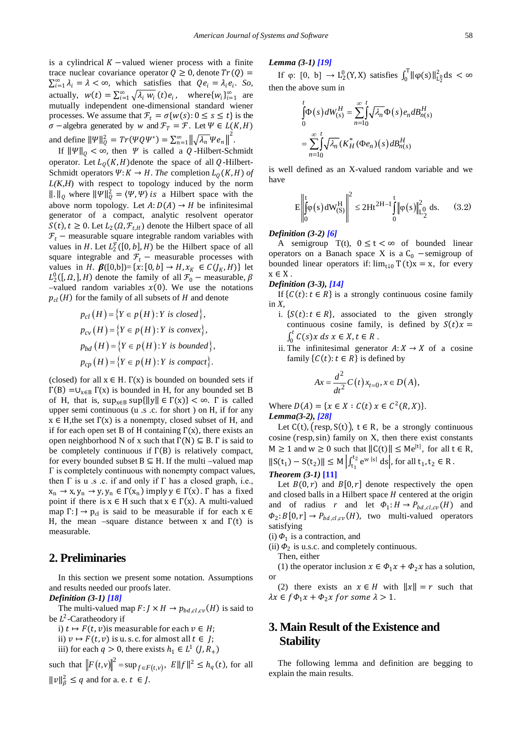is a cylindrical $K$ −valued wiener process with a finite trace nuclear covariance operator $Q \geq 0$, denote $Tr(Q) = \sum_{i=1}^{\infty} \lambda_i = \lambda < \infty$, which satisfies that $Qe_i = \lambda_i e_i$. *So*, actually, $w(t) = \sum_{i=1}^{\infty} \sqrt{\lambda_i}\, w_i(t) e_i$, where $\{w_i\}_{i=1}^{\infty}$ are mutually independent one-dimensional standard wiener processes. We assume that $\mathcal{F}_t = \sigma\{w(s): 0 \leq s \leq t\}$ is the $\sigma$ −algebra generated by $w$ and $\mathcal{F}_T = \mathcal{F}$. Let $\Psi \in L(K, H)$ and define $\|\Psi\|_Q^2 = Tr(\Psi Q \Psi^*) = \sum_{n=1}^{\infty} \left\|\sqrt{\lambda_n}\, \Psi e_n\right\|^2$.

If $\|\Psi\|_Q < \infty$, then $\Psi$ is called a $Q$-Hilbert-Schmidt operator. Let $L_Q(K, H)$ denote the space of all $Q$-Hilbert-Schmidt operators $\Psi: K \to H$. *The* completion $L_Q(K, H)$ *of* $L(K,H)$ with respect to topology induced by the norm $\|.\|_Q$ where $\|\Psi\|_Q^2 = \langle \Psi, \Psi \rangle$ *is* a Hilbert space with the above norm topology. Let $A: D(A) \to H$ be infinitesimal generator of a compact, analytic resolvent operator $S(t), t \geq 0$. Let $L_2(\Omega, \mathcal{F}_{t,H})$ denote the Hilbert space of all $\mathcal{F}_t$ − measurable square integrable random variables with values in $H$. Let $L_2^{\mathcal{F}}([0, b], H)$ be the Hilbert space of all square integrable and $\mathcal{F}_t$ − measurable processes with values in $H$. $\boldsymbol{\beta}([0,b]) = \{x: [0, b] \to H, x_K \in C(J_K, H)\}$ let $L_2^0([\,, \Omega, ], H)$ denote the family of all $\mathcal{F}_0$ − measurable, $\beta$ −valued random variables $x(0)$. We use the notations $p_{cl}(H)$ for the family of all subsets of $H$ and denote

$$p_{cl}(H) = \{Y \in p(H) : Y \text{ is closed}\},$$

$$p_{cv}(H) = \{Y \in p(H) : Y \text{ is convex}\},$$

$$p_{bd}(H) = \{Y \in p(H) : Y \text{ is bounded}\},$$

$$p_{cp}(H) = \{Y \in p(H) : Y \text{ is compact}\}.$$

(closed) for all $x \in H$. $\Gamma(x)$ is bounded on bounded sets if $\Gamma(B) = \cup_{x\in B} \Gamma(x)$ is bounded in H, for any bounded set B of H, that is, $\sup_{x\in B} \sup\{\|y\| \in \Gamma(x)\} < \infty$. $\Gamma$ is called upper semi continuous (u .s .c. for short ) on H, if for any $x \in H$,the set $\Gamma(x)$ is a nonempty, closed subset of H, and if for each open set B of H containing $\Gamma(x)$, there exists an open neighborhood N of x such that $\Gamma(N) \subseteq B$. $\Gamma$ is said to be completely continuous if $\Gamma(B)$ is relatively compact, for every bounded subset $B \subseteq H$. If the multi –valued map $\Gamma$ is completely continuous with nonempty compact values, then $\Gamma$ is u .s .c. if and only if $\Gamma$ has a closed graph, i.e., $x_n \to x, y_n \to y, y_n \in \Gamma(x_n)$ imply $y \in \Gamma(x)$. $\Gamma$ has a fixed point if there is $x \in H$ such that $x \in \Gamma(x)$. A multi-valued map $\Gamma: J \to p_{cl}$ is said to be measurable if for each $x \in H$, the mean –square distance between x and $\Gamma(t)$ is measurable.

## 2. Preliminaries

In this section we present some notation. Assumptions and results needed our proofs later.

***Definition (3-1)* [18]**

The multi-valued map $F: J \times H \to p_{bd,cl,cv}(H)$ is said to be $L^2$-Caratheodory if

i) $t \mapsto F(t, v)$is measurable for each $v \in H$;

ii) $v \mapsto F(t, v)$ is u. s. c. for almost all $t \in J$;

iii) for each $q > 0$, there exists $h_1 \in L^1\,(J, R_+)$ such that $\left\|F(t,v)\right\|^2 = \sup_{f\in F(t,v)},\ E\|f\|^2 \leq h_q(t)$, for all $\|v\|_\beta^2 \leq q$ and for a. e. $t \in J$.

***Lemma (3-1)* [19]**

If $\varphi$: $[0,\ b] \to L_2^0(Y, X)$ satisfies $\int_0^T \|\varphi(s)\|_{L_2^0}^2 ds < \infty$ then the above sum in

$$\int_0^t \Phi(s)\, dW_{(s)}^H = \sum_{n=1}^{\infty} \int_0^t \sqrt{\lambda_n}\, \Phi(s) e_n dB_{n(s)}^H$$

$$= \sum_{n=1}^{\infty} \int_0^t \sqrt{\lambda_n} (K_H^*(\Phi e_n))(s)\, dB_{n(s)}^H$$

is well defined as an X-valued random variable and we have

$$E\left\|\int_0^t \varphi(s)\, dW_{(S)}^H\right\|^2 \leq 2Ht^{2H-1} \int_0^t \left\|\varphi(s)\right\|_{L_2^0}^2 ds. \tag{3.2}$$

***Definition (3-2)* [6]**

A semigroup $T(t)$, $0 \leq t < \infty$ of bounded linear operators on a Banach space X is a $C_0$ −semigroup of bounded linear operators if: $\lim_{t\downarrow 0} T(t)x = x$, for every $x \in X$.

***Definition (3-3)*, [14]**

If $\{C(t): t \in R\}$ is a strongly continuous cosine family in $X$,

i. $\{S(t): t \in R\}$, associated to the given strongly continuous cosine family, is defined by $S(t)x = \int_0^t C(s)x\, ds\ x \in X, t \in R$.

ii. The infinitesimal generator $A: X \to X$ of a cosine family $\{C(t): t \in R\}$ is defined by

$$Ax = \frac{d^2}{dt^2} C(t)\, x_{t=0}, x \in D(A),$$

Where $D(A) = \{x \in X : C(t)\, x \in C^2(R, X)\}$.

***Lemma(3-2)*, [28]**

Let $C(t)$, $(\text{resp}, S(t))$, $t \in R$, be a strongly continuous cosine (resp, sin) family on X, then there exist constants $M \geq 1$ and $w \geq 0$ such that $\|C(t)\| \leq Me^{|t|}$, for all $t \in R$, $\|S(t_1) - S(t_2)\| \leq M\left|\int_{t_1}^{t_2} e^{w\,|s|}\, ds\right|$, for all $t_1, t_2 \in R$.

***Theorem (3-1)* [11]**

Let $B(0, r)$ and $B[0, r]$ denote respectively the open and closed balls in a Hilbert space $H$ centered at the origin and of radius $r$ and let $\Phi_1: H \to P_{bd,cl,cv}(H)$ and $\Phi_2: B[0, r] \to P_{bd,cl,cv}(H)$, two multi-valued operators satisfying

(i) $\Phi_1$ is a contraction, and

(ii) $\Phi_2$ is u.s.c. and completely continuous.

Then, either

(1) the operator inclusion $x \in \Phi_1 x + \Phi_2 x$ has a solution, or

(2) there exists an $x \in H$ with $\|x\| = r$ such that $\lambda x \in f\Phi_1 x + \Phi_2 x$ *for some* $\lambda > 1$.

## 3. Main Result of the Existence and Stability

The following lemma and definition are begging to explain the main results.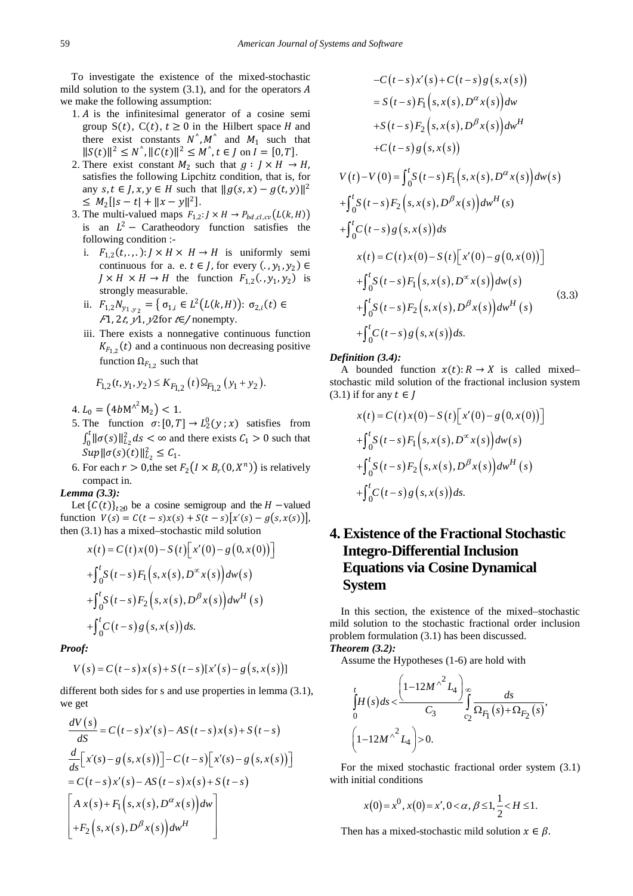To investigate the existence of the mixed-stochastic mild solution to the system (3.1), and for the operators $A$ we make the following assumption:

1. $A$ is the infinitesimal generator of a cosine semi group $S(t)$, $C(t)$, $t \geq 0$ in the Hilbert space $H$ and there exist constants $N^{\wedge}, M^{\wedge}$ and $M_1$ such that $\|S(t)\|^2 \leq N^{\wedge}, \|C(t)\|^2 \leq M^{\wedge}, t \in J$ on $I = [0, T]$.
2. There exist constant $M_2$ such that $g : J \times H \to H$, satisfies the following Lipchitz condition, that is, for any $s, t \in J, x, y \in H$ such that $\|g(s,x) - g(t,y)\|^2 \leq M_2[|s-t| + \|x-y\|^2]$.
3. The multi-valued maps $F_{1,2}: J \times H \to P_{bd,cl,cv}(L(k,H))$ is an $L^2-$ Caratheodory function satisfies the following condition :-
   i. $F_{1,2}(t,.,.): J \times H \times H \to H$ is uniformly semi continuous for a. e. $t \in J$, for every $(., y_1, y_2) \in J \times H \times H \to H$ the function $F_{1,2}(., y_1, y_2)$ is strongly measurable.
   ii. $F_{1,2}N_{y_1, y_2} = \{ \sigma_{1,i} \in L^2(L(k,H)) : \sigma_{2,i}(t) \in F1,2t, y1, y2 \text{ for } t \in J \}$ nonempty.
   iii. There exists a nonnegative continuous function $K_{F_{1,2}}(t)$ and a continuous non decreasing positive function $\Omega_{F_{1,2}}$ such that

$$F_{1,2}(t, y_1, y_2) \leq K_{F_{1,2}}(t)\Omega_{F_{1,2}}(y_1 + y_2).$$

4. $L_0 = (4bM^{\wedge 2}M_2) < 1$.
5. The function $\sigma : [0,T] \to L_2^0(y;x)$ satisfies from $\int_0^t \|\sigma(s)\|_{L_2}^2 ds < \infty$ and there exists $C_1 > 0$ such that $Sup\|\sigma(s)(t)\|_{L_2}^2 \leq C_1$.
6. For each $r > 0$, the set $F_2(I \times B_r(0, X^n))$ is relatively compact in.

***Lemma (3.3):***

Let $\{C(t)\}_{t \geq 0}$ be a cosine semigroup and the $H-$valued function $V(s) = C(t-s)x(s) + S(t-s)[x'(s) - g(s, x(s))]$, then (3.1) has a mixed–stochastic mild solution

$$x(t) = C(t)x(0) - S(t)\left[x'(0) - g(0, x(0))\right]$$
$$+\int_0^t S(t-s)F_1\left(s, x(s), D^{\alpha}x(s)\right)dw(s)$$
$$+\int_0^t S(t-s)F_2\left(s, x(s), D^{\beta}x(s)\right)dw^H(s)$$
$$+\int_0^t C(t-s)g\left(s, x(s)\right)ds.$$

***Proof:***

$$V(s) = C(t-s)x(s) + S(t-s)[x'(s) - g(s, x(s))]$$

different both sides for s and use properties in lemma (3.1), we get

$$\frac{dV(s)}{dS} = C(t-s)x'(s) - AS(t-s)x(s) + S(t-s)$$
$$\frac{d}{ds}\left[x'(s) - g(s, x(s))\right] - C(t-s)\left[x'(s) - g(s, x(s))\right]$$
$$= C(t-s)x'(s) - AS(t-s)x(s) + S(t-s)$$
$$\begin{bmatrix} Ax(s) + F_1\left(s, x(s), D^{\alpha}x(s)\right)dw \\ +F_2\left(s, x(s), D^{\beta}x(s)\right)dw^H \end{bmatrix}$$
$$-C(t-s)x'(s) + C(t-s)g(s, x(s))$$
$$= S(t-s)F_1\left(s, x(s), D^{\alpha}x(s)\right)dw$$
$$+S(t-s)F_2\left(s, x(s), D^{\beta}x(s)\right)dw^H$$
$$+C(t-s)g(s, x(s))$$

$$V(t) - V(0) = \int_0^t S(t-s)F_1\left(s, x(s), D^{\alpha}x(s)\right)dw(s)$$
$$+\int_0^t S(t-s)F_2\left(s, x(s), D^{\beta}x(s)\right)dw^H(s)$$
$$+\int_0^t C(t-s)g\left(s, x(s)\right)ds$$

$$\begin{aligned} x(t) &= C(t)x(0) - S(t)\left[x'(0) - g(0, x(0))\right] \\ &+\int_0^t S(t-s)F_1\left(s, x(s), D^{\alpha}x(s)\right)dw(s) \\ &+\int_0^t S(t-s)F_2\left(s, x(s), D^{\beta}x(s)\right)dw^H(s) \\ &+\int_0^t C(t-s)g\left(s, x(s)\right)ds. \end{aligned} \tag{3.3}$$

***Definition (3.4):***

A bounded function $x(t): R \to X$ is called mixed–stochastic mild solution of the fractional inclusion system (3.1) if for any $t \in J$

$$x(t) = C(t)x(0) - S(t)\left[x'(0) - g(0, x(0))\right]$$
$$+\int_0^t S(t-s)F_1\left(s, x(s), D^{\alpha}x(s)\right)dw(s)$$
$$+\int_0^t S(t-s)F_2\left(s, x(s), D^{\beta}x(s)\right)dw^H(s)$$
$$+\int_0^t C(t-s)g\left(s, x(s)\right)ds.$$

# 4. Existence of the Fractional Stochastic Integro-Differential Inclusion Equations via Cosine Dynamical System

In this section, the existence of the mixed–stochastic mild solution to the stochastic fractional order inclusion problem formulation (3.1) has been discussed.

***Theorem (3.2):***

Assume the Hypotheses (1-6) are hold with

$$\int_0^t H(s)ds < \frac{\left(1 - 12M^{\wedge 2}L_4\right)}{C_3}\int_{c_2}^{\infty}\frac{ds}{\Omega_{F_1}(s) + \Omega_{F_2}(s)},$$
$$\left(1 - 12M^{\wedge 2}L_4\right) > 0.$$

For the mixed stochastic fractional order system (3.1) with initial conditions

$$x(0) = x^0, x(0) = x', 0 < \alpha, \beta \leq 1, \frac{1}{2} < H \leq 1.$$

Then has a mixed-stochastic mild solution $x \in \beta$.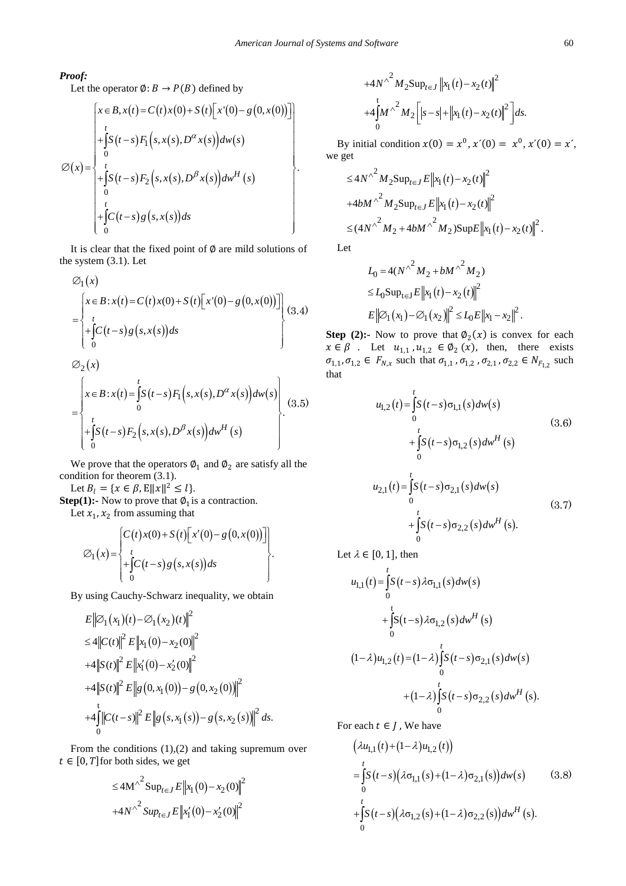***Proof:***

Let the operator $\emptyset: B \to P(B)$ defined by

$$
\emptyset(x) = \begin{Bmatrix} x \in B, x(t) = C(t)x(0) + S(t)\left[x'(0) - g(0, x(0))\right] \\ + \int_0^t S(t-s) F_1\left(s, x(s), D^{\alpha} x(s)\right) dw(s) \\ + \int_0^t S(t-s) F_2\left(s, x(s), D^{\beta} x(s)\right) dw^H(s) \\ + \int_0^t C(t-s) g\left(s, x(s)\right) ds \end{Bmatrix}.
$$

It is clear that the fixed point of $\emptyset$ are mild solutions of the system (3.1). Let

$$
\emptyset_1(x) = \begin{Bmatrix} x \in B: x(t) = C(t)x(0) + S(t)\left[x'(0) - g(0, x(0))\right] \\ + \int_0^t C(t-s) g\left(s, x(s)\right) ds \end{Bmatrix} \quad (3.4)
$$

$$
\emptyset_2(x) = \begin{Bmatrix} x \in B: x(t) = \int_0^t S(t-s) F_1\left(s, x(s), D^{\alpha} x(s)\right) dw(s) \\ + \int_0^t S(t-s) F_2\left(s, x(s), D^{\beta} x(s)\right) dw^H(s) \end{Bmatrix}. \quad (3.5)
$$

We prove that the operators $\emptyset_1$ and $\emptyset_2$ are satisfy all the condition for theorem (3.1).

Let $B_l = \{x \in \beta, \mathrm{E}\|x\|^2 \le l\}$.

**Step(1):-** Now to prove that $\emptyset_1$ is a contraction.

Let $x_1, x_2$ from assuming that

$$
\emptyset_1(x) = \begin{Bmatrix} C(t)x(0) + S(t)\left[x'(0) - g(0, x(0))\right] \\ + \int_0^t C(t-s) g\left(s, x(s)\right) ds \end{Bmatrix}.
$$

By using Cauchy-Schwarz inequality, we obtain

$$
\begin{aligned}
& E\left\|\emptyset_1(x_1)(t) - \emptyset_1(x_2)(t)\right\|^2 \\
& \le 4\|C(t)\|^2 E\left\|x_1(0) - x_2(0)\right\|^2 \\
& + 4\|S(t)\|^2 E\left\|x_1'(0) - x_2'(0)\right\|^2 \\
& + 4\|S(t)\|^2 E\left\|g\left(0, x_1(0)\right) - g\left(0, x_2(0)\right)\right\|^2 \\
& + 4\int_0^t \|C(t-s)\|^2 E\left\|g\left(s, x_1(s)\right) - g\left(s, x_2(s)\right)\right\|^2 ds.
\end{aligned}
$$

From the conditions (1),(2) and taking supremum over $t \in [0, T]$ for both sides, we get

$$
\begin{aligned}
& \le 4\mathrm{M}^{\wedge 2} \mathrm{Sup}_{t \in J} E\left\|x_1(0) - x_2(0)\right\|^2 \\
& + 4N^{\wedge 2} Sup_{t \in J} E\left\|x_1'(0) - x_2'(0)\right\|^2 \\
& + 4N^{\wedge 2} M_2 \mathrm{Sup}_{t \in J} \left\|x_1(t) - x_2(t)\right\|^2 \\
& + 4\int_0^t M^{\wedge 2} M_2 \left[|s - s| + \left\|x_1(t) - x_2(t)\right\|^2\right] ds.
\end{aligned}
$$

By initial condition $x(0) = x^0, x'(0) = x^0, x'(0) = x'$, we get

$$
\begin{aligned}
& \le 4N^{\wedge 2} M_2 \mathrm{Sup}_{t \in J} E\left\|x_1(t) - x_2(t)\right\|^2 \\
& + 4bM^{\wedge 2} M_2 \mathrm{Sup}_{t \in J} E\left\|x_1(t) - x_2(t)\right\|^2 \\
& \le (4N^{\wedge 2} M_2 + 4bM^{\wedge 2} M_2) \mathrm{Sup} E\left\|x_1(t) - x_2(t)\right\|^2.
\end{aligned}
$$

Let

$$
\begin{aligned}
& L_0 = 4(N^{\wedge 2} M_2 + bM^{\wedge 2} M_2) \\
& \le L_0 \mathrm{Sup}_{t \in J} E\left\|x_1(t) - x_2(t)\right\|^2 \\
& E\left\|\emptyset_1(x_1) - \emptyset_1(x_2)\right\|^2 \le L_0 E\left\|x_1 - x_2\right\|^2.
\end{aligned}
$$

**Step (2):-** Now to prove that $\emptyset_2(x)$ is convex for each $x \in \beta$. Let $u_{1,1}, u_{1,2} \in \emptyset_2(x)$, then, there exists $\sigma_{1,1}, \sigma_{1,2} \in F_{N,x}$ such that $\sigma_{1,1}, \sigma_{1,2}, \sigma_{2,1}, \sigma_{2,2} \in N_{F_{1,2}}$ such that

$$
u_{1,2}(t) = \int_0^t S(t-s)\sigma_{1,1}(s) dw(s) + \int_0^t S(t-s)\sigma_{1,2}(s) dw^H(s) \quad (3.6)
$$

$$
u_{2,1}(t) = \int_0^t S(t-s)\sigma_{2,1}(s) dw(s) + \int_0^t S(t-s)\sigma_{2,2}(s) dw^H(s). \quad (3.7)
$$

Let $\lambda \in [0, 1]$, then

$$
\begin{aligned}
u_{1,1}(t) &= \int_0^t S(t-s)\lambda\sigma_{1,1}(s) dw(s) + \int_0^t S(t-s)\lambda\sigma_{1,2}(s) dw^H(s) \\
(1-\lambda)u_{1,2}(t) &= (1-\lambda)\int_0^t S(t-s)\sigma_{2,1}(s) dw(s) + (1-\lambda)\int_0^t S(t-s)\sigma_{2,2}(s) dw^H(s).
\end{aligned}
$$

For each $t \in J$, We have

$$
\begin{aligned}
& \left(\lambda u_{1,1}(t) + (1-\lambda)u_{1,2}(t)\right) \\
& = \int_0^t S(t-s)\left(\lambda\sigma_{1,1}(s) + (1-\lambda)\sigma_{2,1}(s)\right) dw(s) \\
& + \int_0^t S(t-s)\left(\lambda\sigma_{1,2}(s) + (1-\lambda)\sigma_{2,2}(s)\right) dw^H(s).
\end{aligned} \quad (3.8)
$$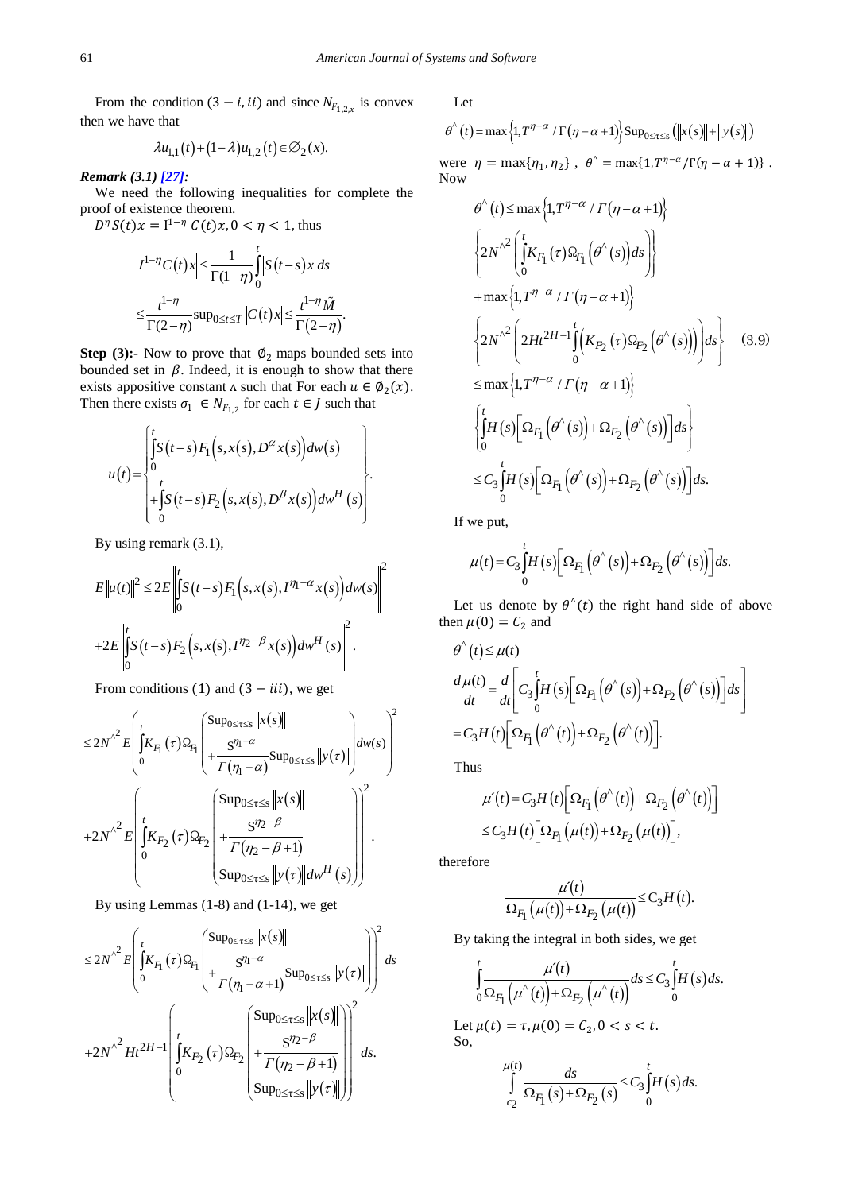From the condition $(3-i, ii)$ and since $N_{F_{1,2},x}$ is convex then we have that

$$\lambda u_{1,1}(t)+(1-\lambda)u_{1,2}(t)\in\varnothing_2(x).$$

***Remark (3.1) [27]:***

We need the following inequalities for complete the proof of existence theorem.

$D^{\eta}S(t)x = I^{1-\eta}\ C(t)x, 0<\eta<1$, thus

$$\left|I^{1-\eta}C(t)x\right|\le\frac{1}{\Gamma(1-\eta)}\int_0^t\left|S(t-s)x\right|ds$$

$$\le\frac{t^{1-\eta}}{\Gamma(2-\eta)}\sup_{0\le t\le T}\left|C(t)x\right|\le\frac{t^{1-\eta}\tilde{M}}{\Gamma(2-\eta)}.$$

**Step (3):-** Now to prove that $\emptyset_2$ maps bounded sets into bounded set in $\beta$. Indeed, it is enough to show that there exists appositive constant $\wedge$ such that For each $u\in\emptyset_2(x)$. Then there exists $\sigma_1\in N_{F_{1,2}}$ for each $t\in J$ such that

$$u(t)=\left\{\begin{array}{l}\int_0^t S(t-s)F_1\left(s,x(s),D^{\alpha}x(s)\right)dw(s)\\+\int_0^t S(t-s)F_2\left(s,x(s),D^{\beta}x(s)\right)dw^H(s)\end{array}\right\}.$$

By using remark (3.1),

$$E\|u(t)\|^2\le 2E\left\|\int_0^t S(t-s)F_1\left(s,x(s),I^{\eta_1-\alpha}x(s)\right)dw(s)\right\|^2$$

$$+2E\left\|\int_0^t S(t-s)F_2\left(s,x(s),I^{\eta_2-\beta}x(s)\right)dw^H(s)\right\|^2.$$

From conditions (1) and $(3-iii)$, we get

$$\le 2N^{\wedge^2}E\left(\int_0^t K_{F_1}(\tau)\Omega_{F_1}\left(\begin{array}{l}\mathrm{Sup}_{0\le\tau\le s}\|x(s)\|\\+\frac{S^{\eta_1-\alpha}}{\Gamma(\eta_1-\alpha)}\mathrm{Sup}_{0\le\tau\le s}\|y(\tau)\|\end{array}\right)dw(s)\right)^2$$

$$+2N^{\wedge^2}E\left(\int_0^t K_{F_2}(\tau)\Omega_{F_2}\left(\begin{array}{l}\mathrm{Sup}_{0\le\tau\le s}\|x(s)\|\\+\frac{S^{\eta_2-\beta}}{\Gamma(\eta_2-\beta+1)}\\\mathrm{Sup}_{0\le\tau\le s}\|y(\tau)\|\end{array}\right)dw^H(s)\right)^2.$$

By using Lemmas (1-8) and (1-14), we get

$$\le 2N^{\wedge^2}E\left(\int_0^t K_{F_1}(\tau)\Omega_{F_1}\left(\begin{array}{l}\mathrm{Sup}_{0\le\tau\le s}\|x(s)\|\\+\frac{S^{\eta_1-\alpha}}{\Gamma(\eta_1-\alpha+1)}\mathrm{Sup}_{0\le\tau\le s}\|y(\tau)\|\end{array}\right)\right)^2 ds$$

$$+2N^{\wedge^2}Ht^{2H-1}\left(\int_0^t K_{F_2}(\tau)\Omega_{F_2}\left(\begin{array}{l}\mathrm{Sup}_{0\le\tau\le s}\|x(s)\|\\+\frac{S^{\eta_2-\beta}}{\Gamma(\eta_2-\beta+1)}\\\mathrm{Sup}_{0\le\tau\le s}\|y(\tau)\|\end{array}\right)\right)^2 ds.$$

Let

$$\theta^{\wedge}(t)=\max\left\{1,T^{\eta-\alpha}/\Gamma(\eta-\alpha+1)\right\}\mathrm{Sup}_{0\le\tau\le s}\left(\|x(s)\|+\|y(s)\|\right)$$

were $\eta=\max\{\eta_1,\eta_2\}$, $\theta^{\wedge}=\max\{1,T^{\eta-\alpha}/\Gamma(\eta-\alpha+1)\}$. Now

$$\begin{aligned}\theta^{\wedge}(t)&\le\max\left\{1,T^{\eta-\alpha}/\Gamma(\eta-\alpha+1)\right\}\\&\left\{2N^{\wedge^2}\left(\int_0^t K_{F_1}(\tau)\Omega_{F_1}\left(\theta^{\wedge}(s)\right)ds\right)\right\}\\&+\max\left\{1,T^{\eta-\alpha}/\Gamma(\eta-\alpha+1)\right\}\\&\left\{2N^{\wedge^2}\left(2Ht^{2H-1}\int_0^t\left(K_{F_2}(\tau)\Omega_{F_2}\left(\theta^{\wedge}(s)\right)\right)\right)ds\right\}\qquad(3.9)\\&\le\max\left\{1,T^{\eta-\alpha}/\Gamma(\eta-\alpha+1)\right\}\\&\left\{\int_0^t H(s)\left[\Omega_{F_1}\left(\theta^{\wedge}(s)\right)+\Omega_{F_2}\left(\theta^{\wedge}(s)\right)\right]ds\right\}\\&\le C_3\int_0^t H(s)\left[\Omega_{F_1}\left(\theta^{\wedge}(s)\right)+\Omega_{F_2}\left(\theta^{\wedge}(s)\right)\right]ds.\end{aligned}$$

If we put,

$$\mu(t)=C_3\int_0^t H(s)\left[\Omega_{F_1}\left(\theta^{\wedge}(s)\right)+\Omega_{F_2}\left(\theta^{\wedge}(s)\right)\right]ds.$$

Let us denote by $\theta^{\wedge}(t)$ the right hand side of above then $\mu(0)=C_2$ and

$$\theta^{\wedge}(t)\le\mu(t)$$

$$\frac{d\mu(t)}{dt}=\frac{d}{dt}\left[C_3\int_0^t H(s)\left[\Omega_{F_1}\left(\theta^{\wedge}(s)\right)+\Omega_{F_2}\left(\theta^{\wedge}(s)\right)\right]ds\right]$$

$$=C_3H(t)\left[\Omega_{F_1}\left(\theta^{\wedge}(t)\right)+\Omega_{F_2}\left(\theta^{\wedge}(t)\right)\right].$$

Thus

$$\begin{aligned}\mu'(t)&=C_3H(t)\left[\Omega_{F_1}\left(\theta^{\wedge}(t)\right)+\Omega_{F_2}\left(\theta^{\wedge}(t)\right)\right]\\&\le C_3H(t)\left[\Omega_{F_1}(\mu(t))+\Omega_{F_2}(\mu(t))\right],\end{aligned}$$

therefore

$$\frac{\mu'(t)}{\Omega_{F_1}(\mu(t))+\Omega_{F_2}(\mu(t))}\le C_3H(t).$$

By taking the integral in both sides, we get

$$\int_0^t\frac{\mu'(t)}{\Omega_{F_1}\left(\mu^{\wedge}(t)\right)+\Omega_{F_2}\left(\mu^{\wedge}(t)\right)}ds\le C_3\int_0^t H(s)ds.$$

Let $\mu(t)=\tau,\mu(0)=C_2, 0<s<t$.

So,

$$\int_{c_2}^{\mu(t)}\frac{ds}{\Omega_{F_1}(s)+\Omega_{F_2}(s)}\le C_3\int_0^t H(s)ds.$$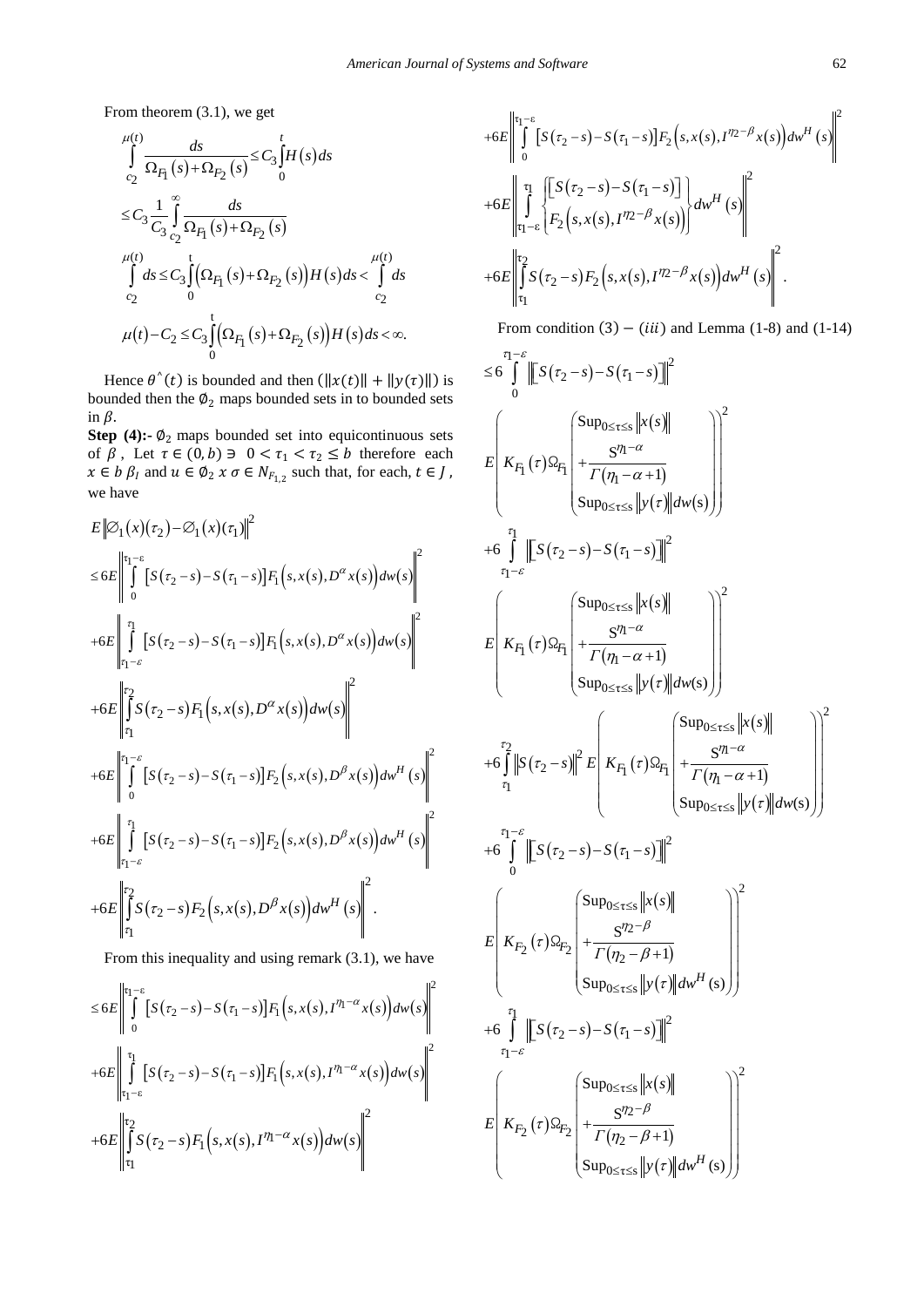From theorem (3.1), we get

$$\int_{c_2}^{\mu(t)} \frac{ds}{\Omega_{F_1}(s)+\Omega_{F_2}(s)} \leq C_3 \int_0^t H(s)ds$$

$$\leq C_3 \frac{1}{C_3} \int_{c_2}^{\infty} \frac{ds}{\Omega_{F_1}(s)+\Omega_{F_2}(s)}$$

$$\int_{c_2}^{\mu(t)} ds \leq C_3 \int_0^t \left(\Omega_{F_1}(s)+\Omega_{F_2}(s)\right) H(s)ds < \int_{c_2}^{\mu(t)} ds$$

$$\mu(t) - C_2 \leq C_3 \int_0^t \left(\Omega_{F_1}(s)+\Omega_{F_2}(s)\right) H(s)ds < \infty.$$

Hence $\theta^{\wedge}(t)$ is bounded and then $(\|x(t)\| + \|y(\tau)\|)$ is bounded then the $\emptyset_2$ maps bounded sets in to bounded sets in $\beta$.

**Step (4):-** $\emptyset_2$ maps bounded set into equicontinuous sets of $\beta$, Let $\tau \in (0,b) \ni\ 0 < \tau_1 < \tau_2 \leq b$ therefore each $x \in b\ \beta_l$ and $u \in \emptyset_2\ x\ \sigma \in N_{F_{1,2}}$ such that, for each, $t \in J$, we have

$$E\left\|\varnothing_1(x)(\tau_2) - \varnothing_1(x)(\tau_1)\right\|^2$$

$$\leq 6E\left\|\int_0^{\tau_1-\varepsilon} \left[S(\tau_2 - s) - S(\tau_1 - s)\right] F_1\left(s, x(s), D^{\alpha}x(s)\right) dw(s)\right\|^2$$

$$+6E\left\|\int_{\tau_1-\varepsilon}^{\tau_1} \left[S(\tau_2 - s) - S(\tau_1 - s)\right] F_1\left(s, x(s), D^{\alpha}x(s)\right) dw(s)\right\|^2$$

$$+6E\left\|\int_{\tau_1}^{\tau_2} S(\tau_2 - s) F_1\left(s, x(s), D^{\alpha}x(s)\right) dw(s)\right\|^2$$

$$+6E\left\|\int_0^{\tau_1-\varepsilon} \left[S(\tau_2 - s) - S(\tau_1 - s)\right] F_2\left(s, x(s), D^{\beta}x(s)\right) dw^H(s)\right\|^2$$

$$+6E\left\|\int_{\tau_1-\varepsilon}^{\tau_1} \left[S(\tau_2 - s) - S(\tau_1 - s)\right] F_2\left(s, x(s), D^{\beta}x(s)\right) dw^H(s)\right\|^2$$

$$+6E\left\|\int_{\tau_1}^{\tau_2} S(\tau_2 - s) F_2\left(s, x(s), D^{\beta}x(s)\right) dw^H(s)\right\|^2.$$

From this inequality and using remark (3.1), we have

$$\leq 6E\left\|\int_0^{\tau_1-\varepsilon} \left[S(\tau_2 - s) - S(\tau_1 - s)\right] F_1\left(s, x(s), I^{\eta_1-\alpha}x(s)\right) dw(s)\right\|^2$$

$$+6E\left\|\int_{\tau_1-\varepsilon}^{\tau_1} \left[S(\tau_2 - s) - S(\tau_1 - s)\right] F_1\left(s, x(s), I^{\eta_1-\alpha}x(s)\right) dw(s)\right\|^2$$

$$+6E\left\|\int_{\tau_1}^{\tau_2} S(\tau_2 - s) F_1\left(s, x(s), I^{\eta_1-\alpha}x(s)\right) dw(s)\right\|^2$$

$$+6E\left\|\int_0^{\tau_1-\varepsilon} \left[S(\tau_2 - s) - S(\tau_1 - s)\right] F_2\left(s, x(s), I^{\eta_2-\beta}x(s)\right) dw^H(s)\right\|^2$$

$$+6E\left\|\int_{\tau_1-\varepsilon}^{\tau_1} \left\{\begin{matrix}\left[S(\tau_2 - s) - S(\tau_1 - s)\right] \\ F_2\left(s, x(s), I^{\eta_2-\beta}x(s)\right)\end{matrix}\right\} dw^H(s)\right\|^2$$

$$+6E\left\|\int_{\tau_1}^{\tau_2} S(\tau_2 - s) F_2\left(s, x(s), I^{\eta_2-\beta}x(s)\right) dw^H(s)\right\|^2.$$

From condition $(3)-(iii)$ and Lemma (1-8) and (1-14)

$$\leq 6\int_0^{\tau_1-\varepsilon} \left\|\left[S(\tau_2 - s) - S(\tau_1 - s)\right]\right\|^2 E\left(K_{F_1}(\tau)\Omega_{F_1}\left(\begin{matrix}\mathrm{Sup}_{0\leq\tau\leq s}\|x(s)\| \\ +\dfrac{s^{\eta_1-\alpha}}{\Gamma(\eta_1-\alpha+1)} \\ \mathrm{Sup}_{0\leq\tau\leq s}\|y(\tau)\| dw(s)\end{matrix}\right)\right)^2$$

$$+6\int_{\tau_1-\varepsilon}^{\tau_1} \left\|\left[S(\tau_2 - s) - S(\tau_1 - s)\right]\right\|^2 E\left(K_{F_1}(\tau)\Omega_{F_1}\left(\begin{matrix}\mathrm{Sup}_{0\leq\tau\leq s}\|x(s)\| \\ +\dfrac{s^{\eta_1-\alpha}}{\Gamma(\eta_1-\alpha+1)} \\ \mathrm{Sup}_{0\leq\tau\leq s}\|y(\tau)\| dw(s)\end{matrix}\right)\right)^2$$

$$+6\int_{\tau_1}^{\tau_2} \left\|S(\tau_2 - s)\right\|^2 E\left(K_{F_1}(\tau)\Omega_{F_1}\left(\begin{matrix}\mathrm{Sup}_{0\leq\tau\leq s}\|x(s)\| \\ +\dfrac{s^{\eta_1-\alpha}}{\Gamma(\eta_1-\alpha+1)} \\ \mathrm{Sup}_{0\leq\tau\leq s}\|y(\tau)\| dw(s)\end{matrix}\right)\right)^2$$

$$+6\int_0^{\tau_1-\varepsilon} \left\|\left[S(\tau_2 - s) - S(\tau_1 - s)\right]\right\|^2 E\left(K_{F_2}(\tau)\Omega_{F_2}\left(\begin{matrix}\mathrm{Sup}_{0\leq\tau\leq s}\|x(s)\| \\ +\dfrac{s^{\eta_2-\beta}}{\Gamma(\eta_2-\beta+1)} \\ \mathrm{Sup}_{0\leq\tau\leq s}\|y(\tau)\| dw^H(s)\end{matrix}\right)\right)^2$$

$$+6\int_{\tau_1-\varepsilon}^{\tau_1} \left\|\left[S(\tau_2 - s) - S(\tau_1 - s)\right]\right\|^2 E\left(K_{F_2}(\tau)\Omega_{F_2}\left(\begin{matrix}\mathrm{Sup}_{0\leq\tau\leq s}\|x(s)\| \\ +\dfrac{s^{\eta_2-\beta}}{\Gamma(\eta_2-\beta+1)} \\ \mathrm{Sup}_{0\leq\tau\leq s}\|y(\tau)\| dw^H(s)\end{matrix}\right)\right)^2$$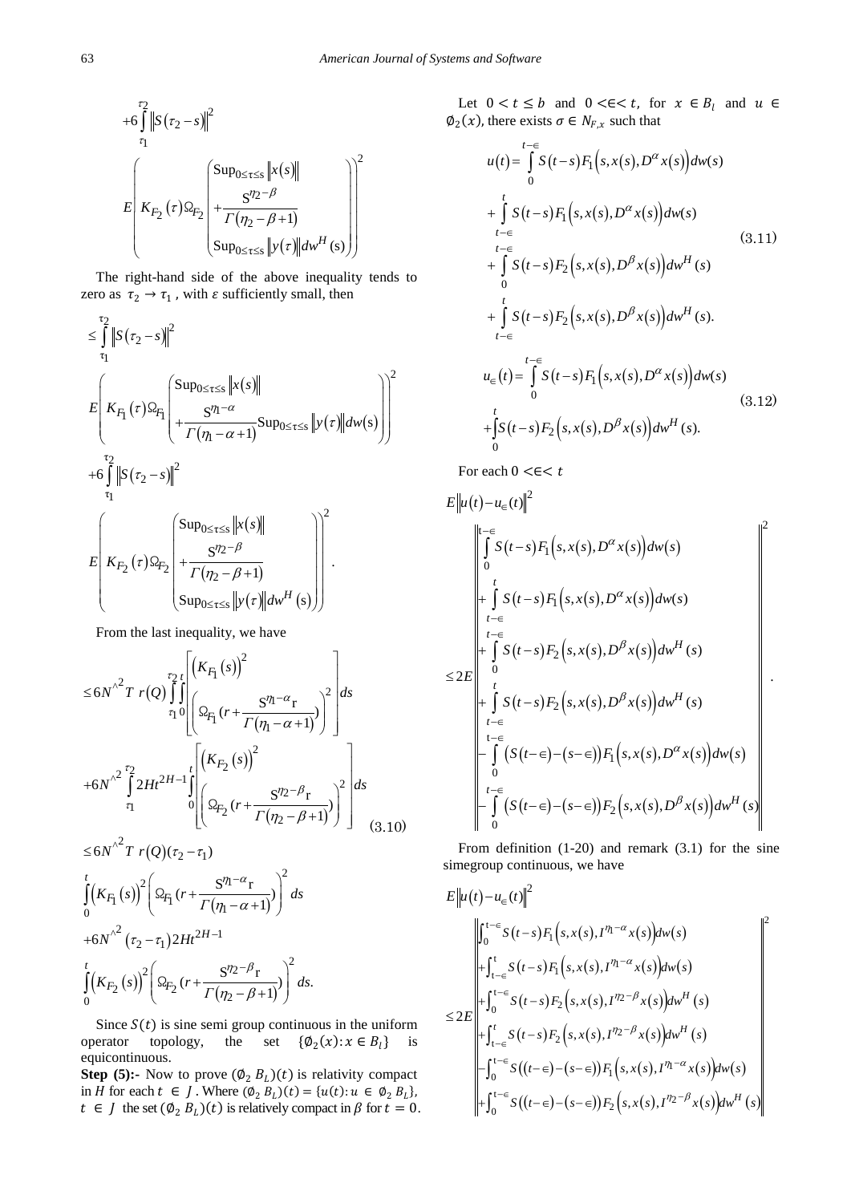$$+6\int_{\tau_1}^{\tau_2}\left\|S(\tau_2-s)\right\|^2$$

$$E\left(K_{F_2}(\tau)\Omega_{F_2}\left(\begin{matrix}\mathrm{Sup}_{0\le\tau\le s}\|x(s)\| \\ +\dfrac{s^{\eta_2-\beta}}{\Gamma(\eta_2-\beta+1)} \\ \mathrm{Sup}_{0\le\tau\le s}\|y(\tau)\|dw^H(s)\end{matrix}\right)\right)^2$$

The right-hand side of the above inequality tends to zero as $\tau_2\to\tau_1$, with $\varepsilon$ sufficiently small, then

$$\le\int_{\tau_1}^{\tau_2}\left\|S(\tau_2-s)\right\|^2$$

$$E\left(K_{F_1}(\tau)\Omega_{F_1}\left(\begin{matrix}\mathrm{Sup}_{0\le\tau\le s}\|x(s)\| \\ +\dfrac{s^{\eta_1-\alpha}}{\Gamma(\eta_1-\alpha+1)}\mathrm{Sup}_{0\le\tau\le s}\|y(\tau)\|dw(s)\end{matrix}\right)\right)^2$$

$$+6\int_{\tau_1}^{\tau_2}\left\|S(\tau_2-s)\right\|^2$$

$$E\left(K_{F_2}(\tau)\Omega_{F_2}\left(\begin{matrix}\mathrm{Sup}_{0\le\tau\le s}\|x(s)\| \\ +\dfrac{s^{\eta_2-\beta}}{\Gamma(\eta_2-\beta+1)} \\ \mathrm{Sup}_{0\le\tau\le s}\|y(\tau)\|dw^H(s)\end{matrix}\right)\right)^2.$$

From the last inequality, we have

$$\le 6N^{\wedge 2}T\,r(Q)\int_{\tau_1}^{\tau_2}\int_0^t\left[\begin{matrix}\left(K_{F_1}(s)\right)^2 \\ \left(\Omega_{F_1}\left(r+\dfrac{s^{\eta_1-\alpha}r}{\Gamma(\eta_1-\alpha+1)}\right)\right)^2\end{matrix}\right]ds$$

$$+6N^{\wedge 2}\int_{\tau_1}^{\tau_2}2Ht^{2H-1}\int_0^t\left[\begin{matrix}\left(K_{F_2}(s)\right)^2 \\ \left(\Omega_{F_2}\left(r+\dfrac{s^{\eta_2-\beta}r}{\Gamma(\eta_2-\beta+1)}\right)\right)^2\end{matrix}\right]ds \tag{3.10}$$

$$\le 6N^{\wedge 2}T\,r(Q)(\tau_2-\tau_1)$$

$$\int_0^t\left(K_{F_1}(s)\right)^2\left(\Omega_{F_1}\left(r+\frac{s^{\eta_1-\alpha}r}{\Gamma(\eta_1-\alpha+1)}\right)\right)^2ds$$

$$+6N^{\wedge 2}(\tau_2-\tau_1)2Ht^{2H-1}$$

$$\int_0^t\left(K_{F_2}(s)\right)^2\left(\Omega_{F_2}\left(r+\frac{s^{\eta_2-\beta}r}{\Gamma(\eta_2-\beta+1)}\right)\right)^2ds.$$

Since $S(t)$ is sine semi group continuous in the uniform operator topology, the set $\{\emptyset_2(x): x\in B_l\}$ is equicontinuous.

**Step (5):-** Now to prove $(\emptyset_2 B_L)(t)$ is relativity compact in $H$ for each $t\in J$. Where $(\emptyset_2 B_L)(t)=\{u(t): u\in\emptyset_2 B_L\}$, $t\in J$ the set $(\emptyset_2 B_L)(t)$ is relatively compact in $\beta$ for $t=0$.

Let $0<t\le b$ and $0<\in<t$, for $x\in B_l$ and $u\in\emptyset_2(x)$, there exists $\sigma\in N_{F,x}$ such that

$$\begin{aligned}u(t)=&\int_0^{t-\in}S(t-s)F_1\left(s,x(s),D^\alpha x(s)\right)dw(s)\\&+\int_{t-\in}^{t}S(t-s)F_1\left(s,x(s),D^\alpha x(s)\right)dw(s)\\&+\int_0^{t-\in}S(t-s)F_2\left(s,x(s),D^\beta x(s)\right)dw^H(s)\\&+\int_{t-\in}^{t}S(t-s)F_2\left(s,x(s),D^\beta x(s)\right)dw^H(s).\end{aligned}\tag{3.11}$$

$$\begin{aligned}u_\in(t)=&\int_0^{t-\in}S(t-s)F_1\left(s,x(s),D^\alpha x(s)\right)dw(s)\\&+\int_0^{t}S(t-s)F_2\left(s,x(s),D^\beta x(s)\right)dw^H(s).\end{aligned}\tag{3.12}$$

For each $0<\in<t$

$$E\left\|u(t)-u_\in(t)\right\|^2$$

$$\le 2E\left\|\begin{matrix}\displaystyle\int_0^{t-\in}S(t-s)F_1\left(s,x(s),D^\alpha x(s)\right)dw(s)\\ \displaystyle+\int_{t-\in}^{t}S(t-s)F_1\left(s,x(s),D^\alpha x(s)\right)dw(s)\\ \displaystyle+\int_0^{t-\in}S(t-s)F_2\left(s,x(s),D^\beta x(s)\right)dw^H(s)\\ \displaystyle+\int_{t-\in}^{t}S(t-s)F_2\left(s,x(s),D^\beta x(s)\right)dw^H(s)\\ \displaystyle-\int_0^{t-\in}\left(S(t-\in)-(s-\in)\right)F_1\left(s,x(s),D^\alpha x(s)\right)dw(s)\\ \displaystyle-\int_0^{t-\in}\left(S(t-\in)-(s-\in)\right)F_2\left(s,x(s),D^\beta x(s)\right)dw^H(s)\end{matrix}\right\|^2.$$

From definition (1-20) and remark (3.1) for the sine simegroup continuous, we have

$$E\left\|u(t)-u_\in(t)\right\|^2$$

$$\le 2E\left\|\begin{matrix}\int_0^{t-\in}S(t-s)F_1\left(s,x(s),I^{\eta_1-\alpha}x(s)\right)dw(s)\\ +\int_{t-\in}^{t}S(t-s)F_1\left(s,x(s),I^{\eta_1-\alpha}x(s)\right)dw(s)\\ +\int_0^{t-\in}S(t-s)F_2\left(s,x(s),I^{\eta_2-\beta}x(s)\right)dw^H(s)\\ +\int_{t-\in}^{t}S(t-s)F_2\left(s,x(s),I^{\eta_2-\beta}x(s)\right)dw^H(s)\\ -\int_0^{t-\in}S\left((t-\in)-(s-\in)\right)F_1\left(s,x(s),I^{\eta_1-\alpha}x(s)\right)dw(s)\\ +\int_0^{t-\in}S\left((t-\in)-(s-\in)\right)F_2\left(s,x(s),I^{\eta_2-\beta}x(s)\right)dw^H(s)\end{matrix}\right\|^2$$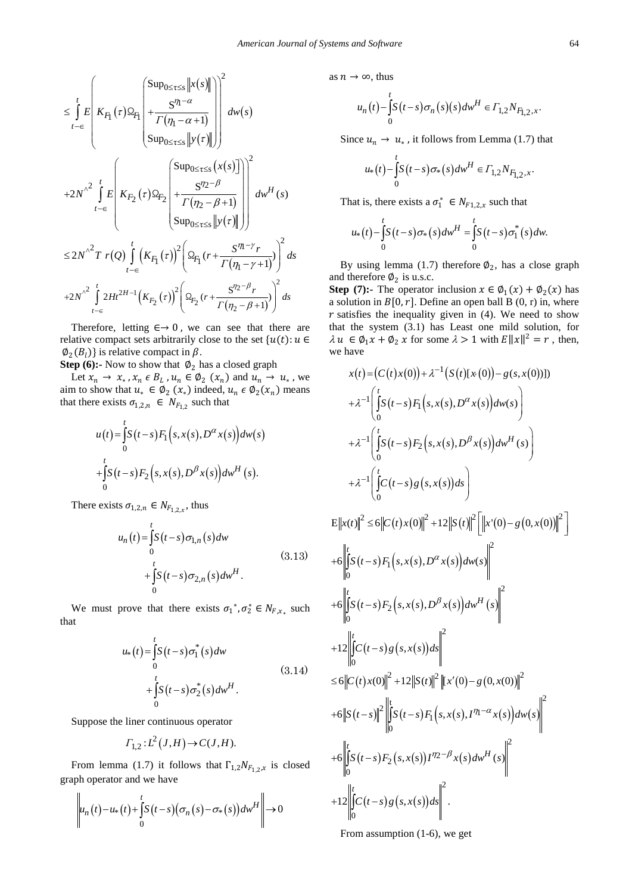$$\leq \int_{t-\in}^{t} E\left(K_{F_1}(\tau)\Omega_{F_1}\begin{pmatrix}\mathrm{Sup}_{0\leq\tau\leq s}\|x(s)\| \\ +\dfrac{S^{\eta_1-\alpha}}{\Gamma(\eta_1-\alpha+1)} \\ \mathrm{Sup}_{0\leq\tau\leq s}\|y(\tau)\|\end{pmatrix}\right)^2 dw(s)$$

$$+2N^{\wedge 2}\int_{t-\in}^{t} E\left(K_{F_2}(\tau)\Omega_{F_2}\begin{pmatrix}\mathrm{Sup}_{0\leq\tau\leq s}(x(s)] \\ +\dfrac{S^{\eta_2-\beta}}{\Gamma(\eta_2-\beta+1)} \\ \mathrm{Sup}_{0\leq\tau\leq s}\|y(\tau)\|\end{pmatrix}\right)^2 dw^H(s)$$

$$\leq 2N^{\wedge 2}T\, r(Q)\int_{t-\in}^{t}\left(K_{F_1}(\tau)\right)^2\left(\Omega_{F_1}(r+\frac{S^{\eta_1-\gamma}r}{\Gamma(\eta_1-\gamma+1)})\right)^2 ds$$

$$+2N^{\wedge 2}\int_{t-\in}^{t} 2Ht^{2H-1}\left(K_{F_2}(\tau)\right)^2\left(\Omega_{F_2}(r+\frac{S^{\eta_2-\beta}r}{\Gamma(\eta_2-\beta+1)})\right)^2 ds$$

Therefore, letting $\in\to 0$, we can see that there are relative compact sets arbitrarily close to the set $\{u(t): u\in \emptyset_2(B_l)\}$ is relative compact in $\beta$.

**Step (6):-** Now to show that $\emptyset_2$ has a closed graph

Let $x_n \to x_*$, $x_n \in B_L$, $u_n \in \emptyset_2(x_n)$ and $u_n \to u_*$, we aim to show that $u_* \in \emptyset_2(x_*)$ indeed, $u_n \in \emptyset_2(x_n)$ means that there exists $\sigma_{1,2,n} \in N_{F_{1,2}}$ such that

$$u(t)=\int_0^t S(t-s)F_1\left(s,x(s),D^{\alpha}x(s)\right)dw(s)$$
$$+\int_0^t S(t-s)F_2\left(s,x(s),D^{\beta}x(s)\right)dw^H(s).$$

There exists $\sigma_{1,2,n} \in N_{F_{1,2},x}$, thus

$$u_n(t)=\int_0^t S(t-s)\sigma_{1,n}(s)dw + \int_0^t S(t-s)\sigma_{2,n}(s)dw^H. \tag{3.13}$$

We must prove that there exists $\sigma_1{}^*, \sigma_2^* \in N_{F,x_*}$ such that

$$u_*(t)=\int_0^t S(t-s)\sigma_1^*(s)dw + \int_0^t S(t-s)\sigma_2^*(s)dw^H. \tag{3.14}$$

Suppose the liner continuous operator

$$\Gamma_{1,2}: L^2(J,H)\to C(J,H).$$

From lemma (1.7) it follows that $\Gamma_{1,2}N_{F_{1,2},x}$ is closed graph operator and we have

$$\left\|u_n(t)-u_*(t)+\int_0^t S(t-s)\left(\sigma_n(s)-\sigma_*(s)\right)dw^H\right\|\to 0$$

as $n\to\infty$, thus

$$u_n(t)-\int_0^t S(t-s)\sigma_n(s)(s)dw^H \in \Gamma_{1,2}N_{F_{1,2},x}.$$

Since $u_n \to u_*$, it follows from Lemma (1.7) that

$$u_*(t)-\int_0^t S(t-s)\sigma_*(s)dw^H \in \Gamma_{1,2}N_{F_{1,2},x}.$$

That is, there exists a $\sigma_1^* \in N_{F1,2,x}$ such that

$$u_*(t)-\int_0^t S(t-s)\sigma_*(s)dw^H = \int_0^t S(t-s)\sigma_1^*(s)dw.$$

By using lemma (1.7) therefore $\emptyset_2$, has a close graph and therefore $\emptyset_2$ is u.s.c.

**Step (7):-** The operator inclusion $x \in \emptyset_1(x)+\emptyset_2(x)$ has a solution in $B[0,r]$. Define an open ball B (0, r) in, where $r$ satisfies the inequality given in (4). We need to show that the system (3.1) has Least one mild solution, for $\lambda u \in \emptyset_1 x + \emptyset_2 x$ for some $\lambda > 1$ with $E\|x\|^2 = r$, then, we have

$$x(t)=\left(C(t)x(0)\right)+\lambda^{-1}\left(S(t)[x(0))-g(s,x(0))]\right)$$
$$+\lambda^{-1}\left(\int_0^t S(t-s)F_1\left(s,x(s),D^{\alpha}x(s)\right)dw(s)\right)$$
$$+\lambda^{-1}\left(\int_0^t S(t-s)F_2\left(s,x(s),D^{\beta}x(s)\right)dw^H(s)\right)$$
$$+\lambda^{-1}\left(\int_0^t C(t-s)g\left(s,x(s)\right)ds\right)$$

$$\mathrm{E}\|x(t)\|^2 \leq 6\|C(t)x(0)\|^2+12\|S(t)\|^2\left[\|x'(0)-g(0,x(0))\|^2\right]$$
$$+6\left\|\int_0^t S(t-s)F_1\left(s,x(s),D^{\alpha}x(s)\right)dw(s)\right\|^2$$
$$+6\left\|\int_0^t S(t-s)F_2\left(s,x(s),D^{\beta}x(s)\right)dw^H(s)\right\|^2$$
$$+12\left\|\int_0^t C(t-s)g\left(s,x(s)\right)ds\right\|^2$$
$$\leq 6\|C(t)x(0)\|^2+12\|S(t)\|^2\|x'(0)-g(0,x(0))\|^2$$
$$+6\|S(t-s)\|^2\left\|\int_0^t S(t-s)F_1\left(s,x(s),I^{\eta_1-\alpha}x(s)\right)dw(s)\right\|^2$$
$$+6\left\|\int_0^t S(t-s)F_2\left(s,x(s)\right)I^{\eta_2-\beta}x(s)dw^H(s)\right\|^2$$
$$+12\left\|\int_0^t C(t-s)g\left(s,x(s)\right)ds\right\|^2.$$

From assumption (1-6), we get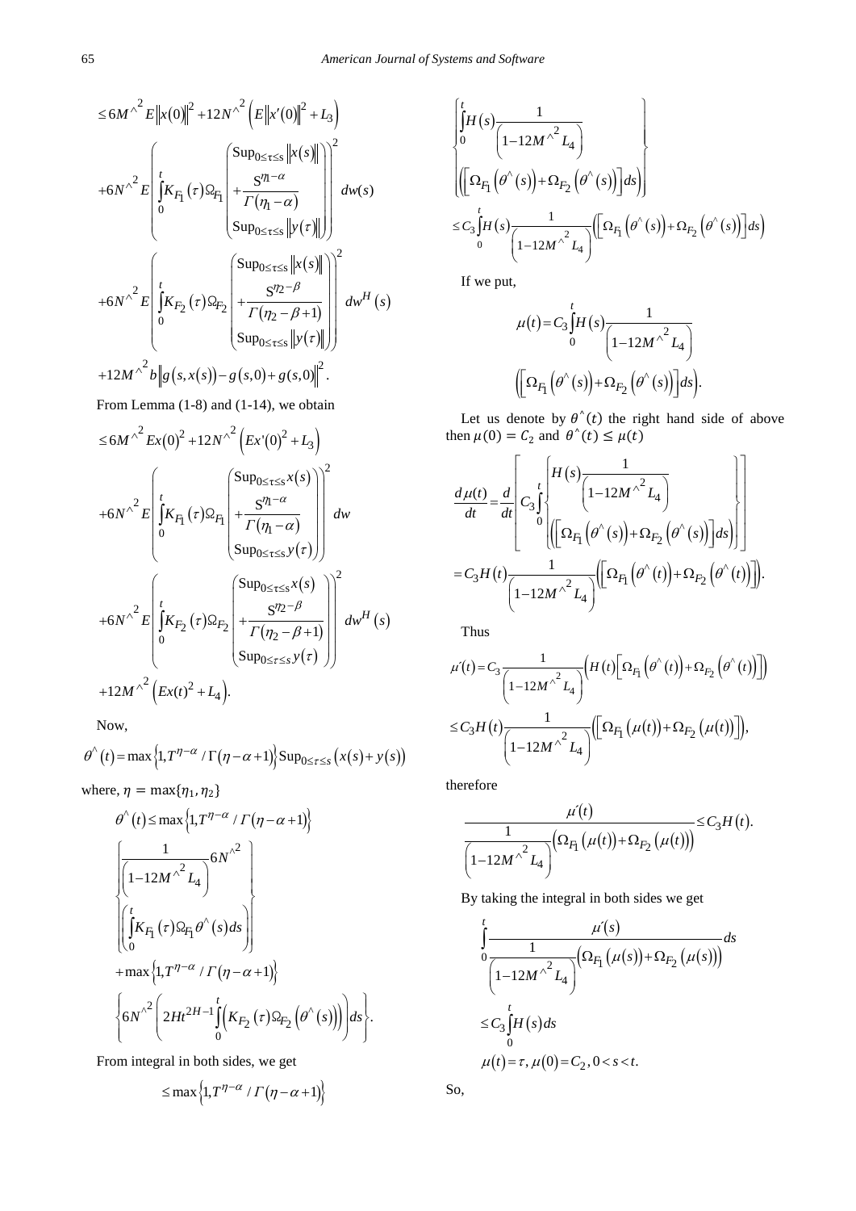$$\leq 6M^{\wedge^2} E\|x(0)\|^2 + 12N^{\wedge^2}\left(E\|x'(0)\|^2 + L_3\right)$$

$$+6N^{\wedge^2} E\left(\int_0^t K_{F_1}(\tau)\Omega_{F_1}\begin{pmatrix}\mathrm{Sup}_{0\leq\tau\leq s}\|x(s)\| \\ +\dfrac{S^{\eta_1-\alpha}}{\Gamma(\eta_1-\alpha)} \\ \mathrm{Sup}_{0\leq\tau\leq s}\|y(\tau)\|\end{pmatrix}\right)^2 dw(s)$$

$$+6N^{\wedge^2} E\left(\int_0^t K_{F_2}(\tau)\Omega_{F_2}\begin{pmatrix}\mathrm{Sup}_{0\leq\tau\leq s}\|x(s)\| \\ +\dfrac{S^{\eta_2-\beta}}{\Gamma(\eta_2-\beta+1)} \\ \mathrm{Sup}_{0\leq\tau\leq s}\|y(\tau)\|\end{pmatrix}\right)^2 dw^H(s)$$

$$+12M^{\wedge^2} b\|g(s,x(s)) - g(s,0) + g(s,0)\|^2.$$

From Lemma (1-8) and (1-14), we obtain

$$\leq 6M^{\wedge^2} Ex(0)^2 + 12N^{\wedge^2}\left(Ex'(0)^2 + L_3\right)$$

$$+6N^{\wedge^2} E\left(\int_0^t K_{F_1}(\tau)\Omega_{F_1}\begin{pmatrix}\mathrm{Sup}_{0\leq\tau\leq s}x(s) \\ +\dfrac{S^{\eta_1-\alpha}}{\Gamma(\eta_1-\alpha)} \\ \mathrm{Sup}_{0\leq\tau\leq s}y(\tau)\end{pmatrix}\right)^2 dw$$

$$+6N^{\wedge^2} E\left(\int_0^t K_{F_2}(\tau)\Omega_{F_2}\begin{pmatrix}\mathrm{Sup}_{0\leq\tau\leq s}x(s) \\ +\dfrac{S^{\eta_2-\beta}}{\Gamma(\eta_2-\beta+1)} \\ \mathrm{Sup}_{0\leq\tau\leq s}y(\tau)\end{pmatrix}\right)^2 dw^H(s)$$

$$+12M^{\wedge^2}\left(Ex(t)^2 + L_4\right).$$

Now,

$$\theta^{\wedge}(t) = \max\left\{1, T^{\eta-\alpha}/\Gamma(\eta-\alpha+1)\right\}\mathrm{Sup}_{0\leq\tau\leq s}\left(x(s)+y(s)\right)$$

where, $\eta = \max\{\eta_1, \eta_2\}$

$$\theta^{\wedge}(t) \leq \max\left\{1, T^{\eta-\alpha}/\Gamma(\eta-\alpha+1)\right\}$$

$$\left\{\frac{1}{\left(1-12M^{\wedge^2}L_4\right)}6N^{\wedge^2}\left(\int_0^t K_{F_1}(\tau)\Omega_{F_1}\theta^{\wedge}(s)ds\right)\right\}$$

$$+\max\left\{1, T^{\eta-\alpha}/\Gamma(\eta-\alpha+1)\right\}$$

$$\left\{6N^{\wedge^2}\left(2Ht^{2H-1}\int_0^t\left(K_{F_2}(\tau)\Omega_{F_2}\left(\theta^{\wedge}(s)\right)\right)\right)ds\right\}.$$

From integral in both sides, we get

$$\leq \max\left\{1, T^{\eta-\alpha}/\Gamma(\eta-\alpha+1)\right\}$$

$$\left\{\int_0^t H(s)\frac{1}{\left(1-12M^{\wedge^2}L_4\right)}\left(\left[\Omega_{F_1}\left(\theta^{\wedge}(s)\right)+\Omega_{F_2}\left(\theta^{\wedge}(s)\right)\right]ds\right)\right\}$$

$$\leq C_3\int_0^t H(s)\frac{1}{\left(1-12M^{\wedge^2}L_4\right)}\left(\left[\Omega_{F_1}\left(\theta^{\wedge}(s)\right)+\Omega_{F_2}\left(\theta^{\wedge}(s)\right)\right]ds\right)$$

If we put,

$$\mu(t) = C_3\int_0^t H(s)\frac{1}{\left(1-12M^{\wedge^2}L_4\right)}\left(\left[\Omega_{F_1}\left(\theta^{\wedge}(s)\right)+\Omega_{F_2}\left(\theta^{\wedge}(s)\right)\right]ds\right).$$

Let us denote by $\theta^{\wedge}(t)$ the right hand side of above then $\mu(0) = C_2$ and $\theta^{\wedge}(t) \leq \mu(t)$

$$\frac{d\mu(t)}{dt} = \frac{d}{dt}\left[C_3\int_0^t\left\{H(s)\frac{1}{\left(1-12M^{\wedge^2}L_4\right)}\left(\left[\Omega_{F_1}\left(\theta^{\wedge}(s)\right)+\Omega_{F_2}\left(\theta^{\wedge}(s)\right)\right]ds\right)\right\}\right]$$

$$= C_3 H(t)\frac{1}{\left(1-12M^{\wedge^2}L_4\right)}\left(\left[\Omega_{F_1}\left(\theta^{\wedge}(t)\right)+\Omega_{F_2}\left(\theta^{\wedge}(t)\right)\right]\right).$$

Thus

$$\mu'(t) = C_3\frac{1}{\left(1-12M^{\wedge^2}L_4\right)}\left(H(t)\left[\Omega_{F_1}\left(\theta^{\wedge}(t)\right)+\Omega_{F_2}\left(\theta^{\wedge}(t)\right)\right]\right)$$

$$\leq C_3 H(t)\frac{1}{\left(1-12M^{\wedge^2}L_4\right)}\left(\left[\Omega_{F_1}\left(\mu(t)\right)+\Omega_{F_2}\left(\mu(t)\right)\right]\right),$$

therefore

$$\frac{\mu'(t)}{\dfrac{1}{\left(1-12M^{\wedge^2}L_4\right)}\left(\Omega_{F_1}\left(\mu(t)\right)+\Omega_{F_2}\left(\mu(t)\right)\right)} \leq C_3 H(t).$$

By taking the integral in both sides we get

$$\int_0^t\frac{\mu'(s)}{\dfrac{1}{\left(1-12M^{\wedge^2}L_4\right)}\left(\Omega_{F_1}\left(\mu(s)\right)+\Omega_{F_2}\left(\mu(s)\right)\right)}ds$$

$$\leq C_3\int_0^t H(s)ds$$

$$\mu(t) = \tau, \mu(0) = C_2, 0 < s < t.$$

So,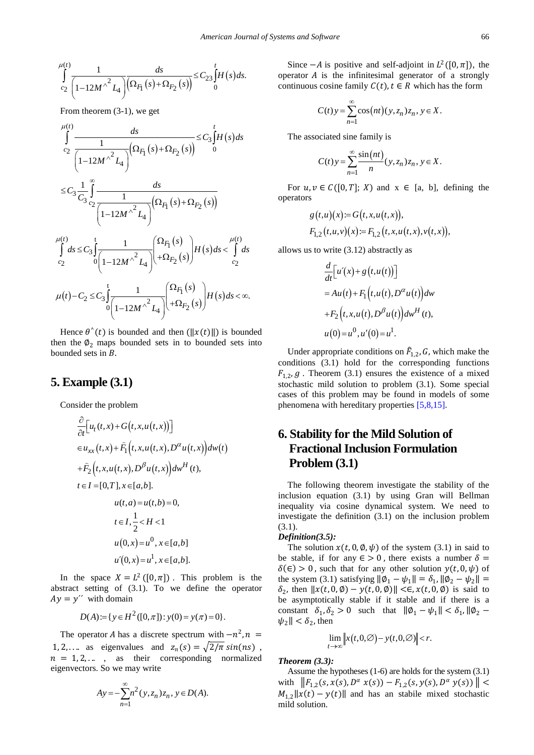$$\int_{c_2}^{\mu(t)} \frac{1}{\left(1-12M^{\wedge^2}L_4\right)} \frac{ds}{\left(\Omega_{F_1}(s)+\Omega_{F_2}(s)\right)} \le C_{23}\int_0^t H(s)ds.$$

From theorem (3-1), we get

$$\int_{c_2}^{\mu(t)} \frac{ds}{\frac{1}{\left(1-12M^{\wedge^2}L_4\right)}\left(\Omega_{F_1}(s)+\Omega_{F_2}(s)\right)} \le C_3\int_0^t H(s)ds$$

$$\le C_3\frac{1}{C_3}\int_{c_2}^{\infty} \frac{ds}{\frac{1}{\left(1-12M^{\wedge^2}L_4\right)}\left(\Omega_{F_1}(s)+\Omega_{F_2}(s)\right)}$$

$$\int_{c_2}^{\mu(t)} ds \le C_3\int_0^t \frac{1}{\left(1-12M^{\wedge^2}L_4\right)}\begin{pmatrix}\Omega_{F_1}(s)\\ +\Omega_{F_2}(s)\end{pmatrix}H(s)ds < \int_{c_2}^{\mu(t)} ds$$

$$\mu(t)-C_2 \le C_3\int_0^t \frac{1}{\left(1-12M^{\wedge^2}L_4\right)}\begin{pmatrix}\Omega_{F_1}(s)\\ +\Omega_{F_2}(s)\end{pmatrix}H(s)ds < \infty.$$

Hence $\theta^{\wedge}(t)$ is bounded and then $(\|x(t)\|)$ is bounded then the $\emptyset_2$ maps bounded sets in to bounded sets into bounded sets in $B$.

## 5. Example (3.1)

Consider the problem

$$\frac{\partial}{\partial t}\left[u_t(t,x)+G\left(t,x,u(t,x)\right)\right]$$
$$\in u_{xx}(t,x)+\bar{F}_1\left(t,x,u(t,x),D^{\alpha}u(t,x)\right)dw(t)$$
$$+\bar{F}_2\left(t,x,u(t,x),D^{\beta}u(t,x)\right)dw^H(t),$$
$$t\in I=[0,T], x\in[a,b].$$
$$u(t,a)=u(t,b)=0,$$
$$t\in I, \frac{1}{2}<H<1$$
$$u(0,x)=u^0, x\in[a,b]$$
$$u'(0,x)=u^1, x\in[a,b].$$

In the space $X=L^2([0,\pi])$. This problem is the abstract setting of (3.1). To we define the operator $Ay=y''$ with domain

$$D(A):=\{y\in H^2([0,\pi]): y(0)=y(\pi)=0\}.$$

The operator $A$ has a discrete spectrum with $-n^2, n = 1,2,\ldots$ as eigenvalues and $z_n(s)=\sqrt{2/\pi}\,sin(ns)$, $n=1,2,\ldots$, as their corresponding normalized eigenvectors. So we may write

$$Ay=-\sum_{n=1}^{\infty} n^2(y,z_n)z_n, y\in D(A).$$

Since $-A$ is positive and self-adjoint in $L^2([0,\pi])$, the operator $A$ is the infinitesimal generator of a strongly continuous cosine family $C(t), t\in R$ which has the form

$$C(t)y=\sum_{n=1}^{\infty}\cos(nt)(y,z_n)z_n, y\in X.$$

The associated sine family is

$$C(t)y=\sum_{n=1}^{\infty}\frac{\sin(nt)}{n}(y,z_n)z_n, y\in X.$$

For $u,v\in C([0,T];X)$ and $x\in[a,b]$, defining the operators

$$g(t,u)(x):=G\left(t,x,u(t,x)\right),$$
$$F_{1,2}(t,u,v)(x):=F_{1,2}\left(t,x,u(t,x),v(t,x)\right),$$

allows us to write (3.12) abstractly as

$$\frac{d}{dt}\left[u'(x)+g\left(t,u(t)\right)\right]$$
$$=Au(t)+F_1\left(t,u(t),D^{\alpha}u(t)\right)dw$$
$$+F_2\left(t,x,u(t),D^{\beta}u(t)\right)dw^H(t),$$
$$u(0)=u^0, u'(0)=u^1.$$

Under appropriate conditions on $\bar{F}_{1,2}, G$, which make the conditions (3.1) hold for the corresponding functions $F_{1,2}, g$. Theorem (3.1) ensures the existence of a mixed stochastic mild solution to problem (3.1). Some special cases of this problem may be found in models of some phenomena with hereditary properties [5,8,15].

## 6. Stability for the Mild Solution of Fractional Inclusion Formulation Problem (3.1)

The following theorem investigate the stability of the inclusion equation (3.1) by using Gran will Bellman inequality via cosine dynamical system. We need to investigate the definition (3.1) on the inclusion problem (3.1).

***Definition(3.5):***

The solution $x(t,0,\emptyset,\psi)$ of the system (3.1) in said to be stable, if for any $\in>0$, there exists a number $\delta=\delta(\in)>0$, such that for any other solution $y(t,0,\psi)$ of the system (3.1) satisfying $\|\emptyset_1-\psi_1\|=\delta_1, \|\emptyset_2-\psi_2\|=\delta_2$, then $\|x(t,0,\emptyset)-y(t,0,\emptyset)\|<\in, x(t,0,\emptyset)$ is said to be asymptotically stable if it stable and if there is a constant $\delta_1,\delta_2>0$ such that $\|\emptyset_1-\psi_1\|<\delta_1, \|\emptyset_2-\psi_2\|<\delta_2$, then

$$\lim_{t\to\infty}\left\|x(t,0,\emptyset)-y(t,0,\emptyset)\right\|<r.$$

***Theorem (3.3):***

Assume the hypotheses (1-6) are holds for the system (3.1) with $\left\|F_{1,2}(s,x(s),D^{\alpha}x(s))-F_{1,2}(s,y(s),D^{\alpha}y(s))\right\|<M_{1,2}\|x(t)-y(t)\|$ and has an stabile mixed stochastic mild solution.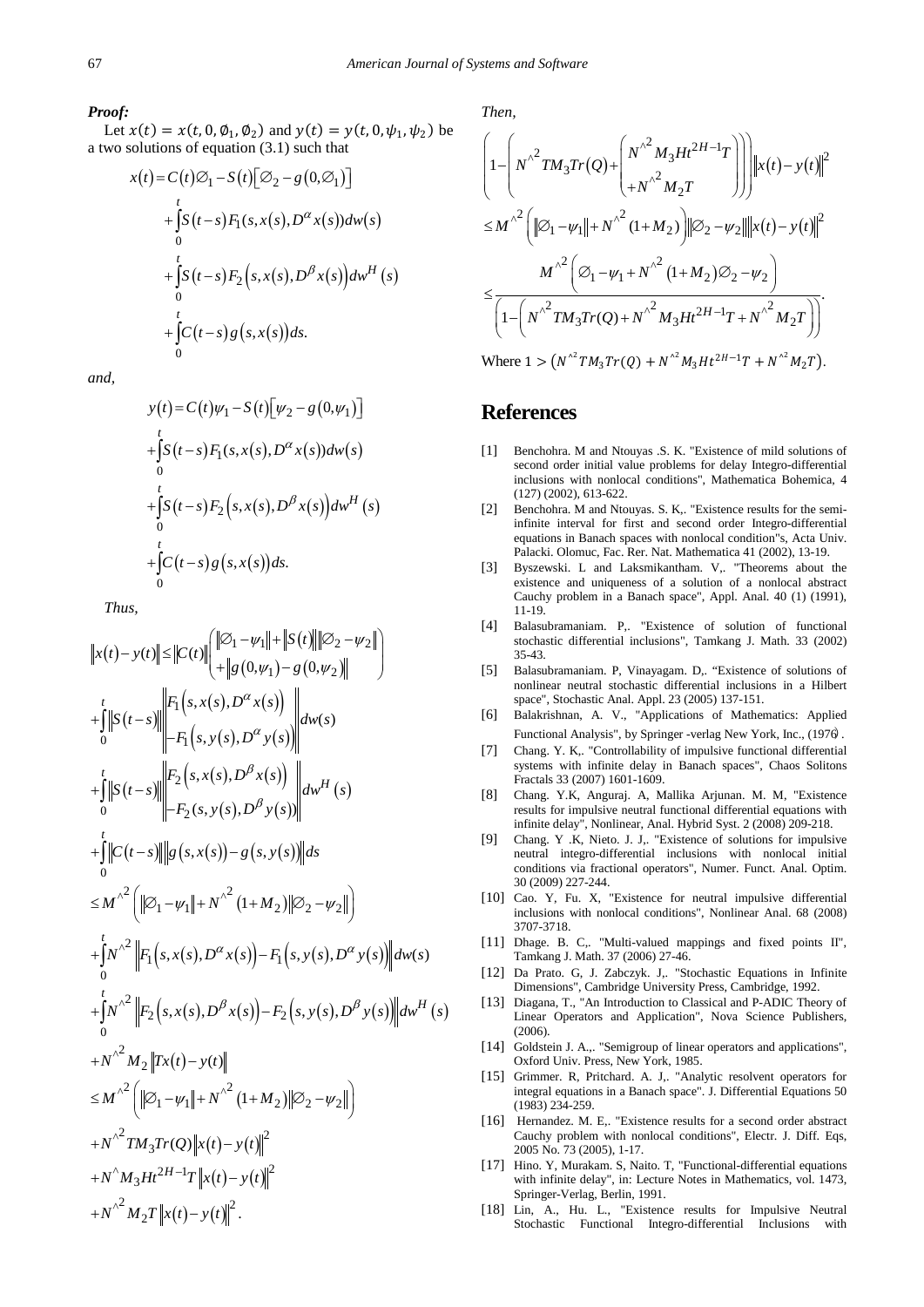***Proof:***

Let $x(t) = x(t, 0, \emptyset_1, \emptyset_2)$ and $y(t) = y(t, 0, \psi_1, \psi_2)$ be a two solutions of equation (3.1) such that

$$
\begin{aligned}
x(t) &= C(t)\varnothing_1 - S(t)\left[\varnothing_2 - g(0, \varnothing_1)\right] \\
&+ \int_0^t S(t-s) F_1(s, x(s), D^\alpha x(s)) dw(s) \\
&+ \int_0^t S(t-s) F_2\left(s, x(s), D^\beta x(s)\right) dw^H(s) \\
&+ \int_0^t C(t-s) g(s, x(s)) ds.
\end{aligned}
$$

*and,*

$$
\begin{aligned}
y(t) &= C(t)\psi_1 - S(t)\left[\psi_2 - g(0, \psi_1)\right] \\
&+ \int_0^t S(t-s) F_1(s, x(s), D^\alpha x(s)) dw(s) \\
&+ \int_0^t S(t-s) F_2\left(s, x(s), D^\beta x(s)\right) dw^H(s) \\
&+ \int_0^t C(t-s) g(s, x(s)) ds.
\end{aligned}
$$

*Thus,*

$$
\begin{aligned}
\|x(t) - y(t)\| &\le \|C(t)\| \begin{pmatrix} \|\varnothing_1 - \psi_1\| + \|S(t)\| \|\varnothing_2 - \psi_2\| \\ + \|g(0, \psi_1) - g(0, \psi_2)\| \end{pmatrix} \\
&+ \int_0^t \|S(t-s)\| \left\| \begin{matrix} F_1\left(s, x(s), D^\alpha x(s)\right) \\ -F_1\left(s, y(s), D^\alpha y(s)\right) \end{matrix} \right\| dw(s) \\
&+ \int_0^t \|S(t-s)\| \left\| \begin{matrix} F_2\left(s, x(s), D^\beta x(s)\right) \\ -F_2\left(s, y(s), D^\beta y(s)\right) \end{matrix} \right\| dw^H(s) \\
&+ \int_0^t \|C(t-s)\| \left\| g(s, x(s)) - g(s, y(s)) \right\| ds \\
&\le M^{\wedge 2} \left( \|\varnothing_1 - \psi_1\| + N^{\wedge 2} (1 + M_2) \|\varnothing_2 - \psi_2\| \right) \\
&+ \int_0^t N^{\wedge 2} \left\| F_1\left(s, x(s), D^\alpha x(s)\right) - F_1\left(s, y(s), D^\alpha y(s)\right) \right\| dw(s) \\
&+ \int_0^t N^{\wedge 2} \left\| F_2\left(s, x(s), D^\beta x(s)\right) - F_2\left(s, y(s), D^\beta y(s)\right) \right\| dw^H(s) \\
&+ N^{\wedge 2} M_2 \|Tx(t) - y(t)\| \\
&\le M^{\wedge 2} \left( \|\varnothing_1 - \psi_1\| + N^{\wedge 2} (1 + M_2) \|\varnothing_2 - \psi_2\| \right) \\
&+ N^{\wedge 2} T M_3 Tr(Q) \|x(t) - y(t)\|^2 \\
&+ N^{\wedge} M_3 H t^{2H-1} T \|x(t) - y(t)\|^2 \\
&+ N^{\wedge 2} M_2 T \|x(t) - y(t)\|^2.
\end{aligned}
$$

*Then,*

$$
\begin{aligned}
&\left( 1 - \left( N^{\wedge 2} T M_3 Tr(Q) + \begin{pmatrix} N^{\wedge 2} M_3 H t^{2H-1} T \\ + N^{\wedge 2} M_2 T \end{pmatrix} \right) \right) \|x(t) - y(t)\|^2 \\
&\le M^{\wedge 2} \left( \|\varnothing_1 - \psi_1\| + N^{\wedge 2} (1 + M_2) \right) \|\varnothing_2 - \psi_2\| \|x(t) - y(t)\|^2 \\
&\le \frac{M^{\wedge 2} \left( \varnothing_1 - \psi_1 + N^{\wedge 2} (1 + M_2) \varnothing_2 - \psi_2 \right)}{\left( 1 - \left( N^{\wedge 2} T M_3 Tr(Q) + N^{\wedge 2} M_3 H t^{2H-1} T + N^{\wedge 2} M_2 T \right) \right)}.
\end{aligned}
$$

Where $1 > \left(N^{\wedge 2} T M_3 Tr(Q) + N^{\wedge 2} M_3 H t^{2H-1} T + N^{\wedge 2} M_2 T\right)$.

# References

[1] Benchohra. M and Ntouyas .S. K. "Existence of mild solutions of second order initial value problems for delay Integro-differential inclusions with nonlocal conditions", Mathematica Bohemica, 4 (127) (2002), 613-622.

[2] Benchohra. M and Ntouyas. S. K,. "Existence results for the semi-infinite interval for first and second order Integro-differential equations in Banach spaces with nonlocal condition"s, Acta Univ. Palacki. Olomuc, Fac. Rer. Nat. Mathematica 41 (2002), 13-19.

[3] Byszewski. L and Laksmikantham. V,. "Theorems about the existence and uniqueness of a solution of a nonlocal abstract Cauchy problem in a Banach space", Appl. Anal. 40 (1) (1991), 11-19.

[4] Balasubramaniam. P,. "Existence of solution of functional stochastic differential inclusions", Tamkang J. Math. 33 (2002) 35-43.

[5] Balasubramaniam. P, Vinayagam. D,. "Existence of solutions of nonlinear neutral stochastic differential inclusions in a Hilbert space", Stochastic Anal. Appl. 23 (2005) 137-151.

[6] Balakrishnan, A. V., "Applications of Mathematics: Applied Functional Analysis", by Springer -verlag New York, Inc., (1976).

[7] Chang. Y. K,. "Controllability of impulsive functional differential systems with infinite delay in Banach spaces", Chaos Solitons Fractals 33 (2007) 1601-1609.

[8] Chang. Y.K, Anguraj. A, Mallika Arjunan. M. M, "Existence results for impulsive neutral functional differential equations with infinite delay", Nonlinear, Anal. Hybrid Syst. 2 (2008) 209-218.

[9] Chang. Y .K, Nieto. J. J,. "Existence of solutions for impulsive neutral integro-differential inclusions with nonlocal initial conditions via fractional operators", Numer. Funct. Anal. Optim. 30 (2009) 227-244.

[10] Cao. Y, Fu. X, "Existence for neutral impulsive differential inclusions with nonlocal conditions", Nonlinear Anal. 68 (2008) 3707-3718.

[11] Dhage. B. C,. "Multi-valued mappings and fixed points II", Tamkang J. Math. 37 (2006) 27-46.

[12] Da Prato. G, J. Zabczyk. J,. "Stochastic Equations in Infinite Dimensions", Cambridge University Press, Cambridge, 1992.

[13] Diagana, T., "An Introduction to Classical and P-ADIC Theory of Linear Operators and Application", Nova Science Publishers, (2006).

[14] Goldstein J. A.,. "Semigroup of linear operators and applications", Oxford Univ. Press, New York, 1985.

[15] Grimmer. R, Pritchard. A. J,. "Analytic resolvent operators for integral equations in a Banach space". J. Differential Equations 50 (1983) 234-259.

[16] Hernandez. M. E,. "Existence results for a second order abstract Cauchy problem with nonlocal conditions", Electr. J. Diff. Eqs, 2005 No. 73 (2005), 1-17.

[17] Hino. Y, Murakam. S, Naito. T, "Functional-differential equations with infinite delay", in: Lecture Notes in Mathematics, vol. 1473, Springer-Verlag, Berlin, 1991.

[18] Lin, A., Hu. L., "Existence results for Impulsive Neutral Stochastic Functional Integro-differential Inclusions with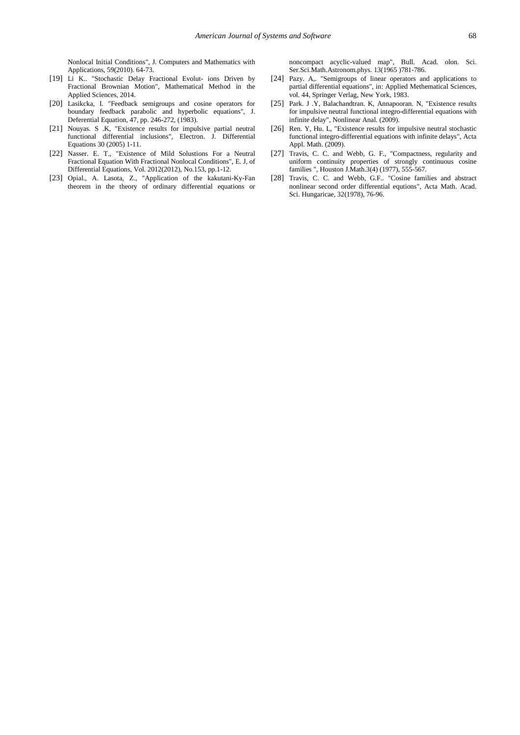Nonlocal Initial Conditions", J. Computers and Mathematics with Applications, 59(2010). 64-73.

[19] Li K.. "Stochastic Delay Fractional Evolut- ions Driven by Fractional Brownian Motion", Mathematical Method in the Applied Sciences, 2014.

[20] Lasikcka, I. "Feedback semigroups and cosine operators for boundary feedback parabolic and hyperbolic equations", J. Deferential Equation, 47, pp. 246-272, (1983).

[21] Nouyas. S .K, "Existence results for impulsive partial neutral functional differential inclusions", Electron. J. Differential Equations 30 (2005) 1-11.

[22] Nasser. E. T., "Existence of Mild Solustions For a Neutral Fractional Equation With Fractional Nonlocal Conditions", E. J, of Differential Equations, Vol. 2012(2012), No.153, pp.1-12.

[23] Opial., A. Lasota, Z., "Application of the kakutani-Ky-Fan theorem in the theory of ordinary differential equations or noncompact acyclic-valued map", Bull. Acad. olon. Sci. Ser.Sci.Math.Astronom.phys. 13(1965 )781-786.

[24] Pazy. A,. "Semigroups of linear operators and applications to partial differential equations", in: Applied Methematical Sciences, vol. 44, Springer Verlag, New York, 1983.

[25] Park. J .Y, Balachandtran. K, Annapooran. N, "Existence results for impulsive neutral functional integro-differential equations with infinite delay", Nonlinear Anal. (2009).

[26] Ren. Y, Hu. L, "Existence results for impulsive neutral stochastic functional integro-differential equations with infinite delays", Acta Appl. Math. (2009).

[27] Travis, C. C. and Webb, G. F., "Compactness, regularity and uniform continuity properties of strongly continuous cosine families ", Houston J.Math.3(4) (1977), 555-567.

[28] Travis, C. C. and Webb, G.F.. "Cosine families and abstract nonlinear second order differential equtions", Acta Math. Acad. Sci. Hungaricae, 32(1978), 76-96.